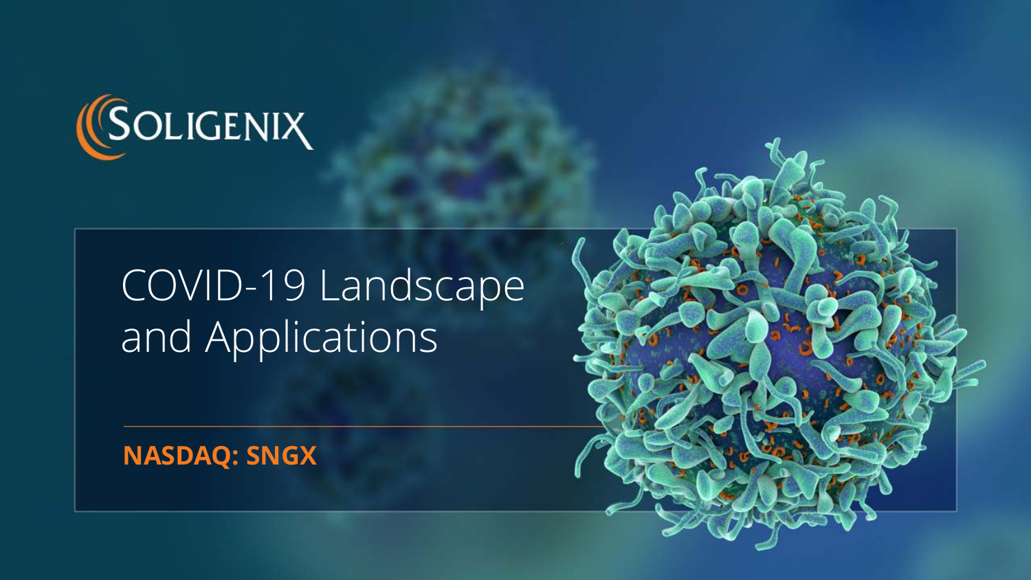SOLIGENIX

# COVID-19 Landscape and Applications

**NASDAQ: SNGX**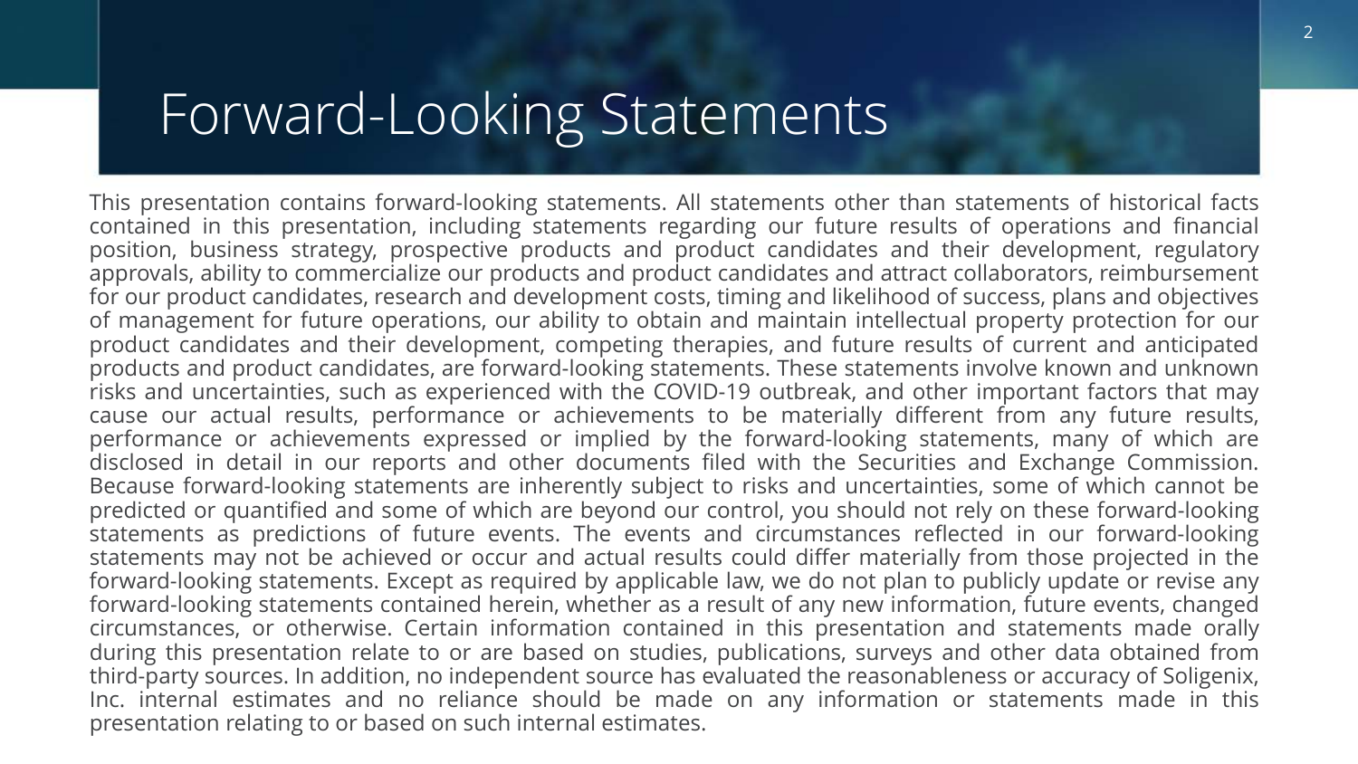# Forward-Looking Statements

This presentation contains forward-looking statements. All statements other than statements of historical facts contained in this presentation, including statements regarding our future results of operations and financial position, business strategy, prospective products and product candidates and their development, regulatory approvals, ability to commercialize our products and product candidates and attract collaborators, reimbursement for our product candidates, research and development costs, timing and likelihood of success, plans and objectives of management for future operations, our ability to obtain and maintain intellectual property protection for our product candidates and their development, competing therapies, and future results of current and anticipated products and product candidates, are forward-looking statements. These statements involve known and unknown risks and uncertainties, such as experienced with the COVID-19 outbreak, and other important factors that may cause our actual results, performance or achievements to be materially different from any future results, performance or achievements expressed or implied by the forward-looking statements, many of which are disclosed in detail in our reports and other documents filed with the Securities and Exchange Commission. Because forward-looking statements are inherently subject to risks and uncertainties, some of which cannot be predicted or quantified and some of which are beyond our control, you should not rely on these forward-looking statements as predictions of future events. The events and circumstances reflected in our forward-looking statements may not be achieved or occur and actual results could differ materially from those projected in the forward-looking statements. Except as required by applicable law, we do not plan to publicly update or revise any forward-looking statements contained herein, whether as a result of any new information, future events, changed circumstances, or otherwise. Certain information contained in this presentation and statements made orally during this presentation relate to or are based on studies, publications, surveys and other data obtained from third-party sources. In addition, no independent source has evaluated the reasonableness or accuracy of Soligenix, Inc. internal estimates and no reliance should be made on any information or statements made in this presentation relating to or based on such internal estimates.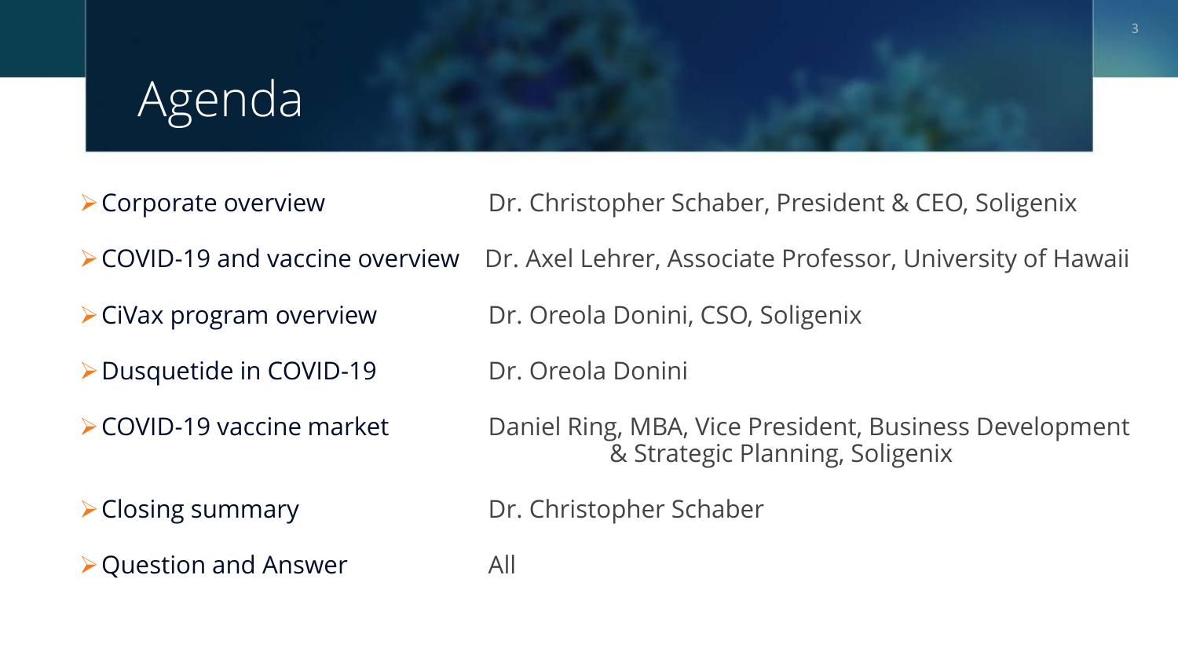# Agenda

| Topic | Presenter |
| --- | --- |
| Corporate overview | Dr. Christopher Schaber, President & CEO, Soligenix |
| COVID-19 and vaccine overview | Dr. Axel Lehrer, Associate Professor, University of Hawaii |
| CiVax program overview | Dr. Oreola Donini, CSO, Soligenix |
| Dusquetide in COVID-19 | Dr. Oreola Donini |
| COVID-19 vaccine market | Daniel Ring, MBA, Vice President, Business Development & Strategic Planning, Soligenix |
| Closing summary | Dr. Christopher Schaber |
| Question and Answer | All |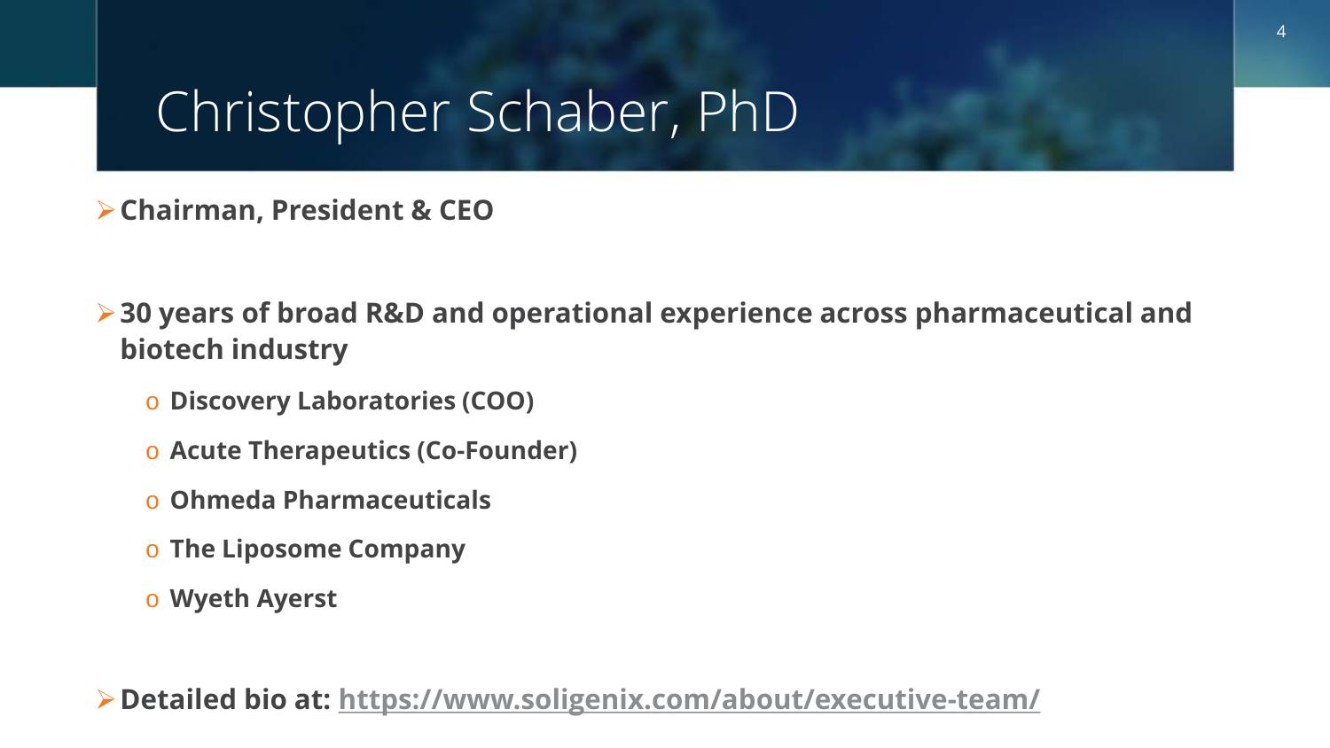# Christopher Schaber, PhD

- **Chairman, President & CEO**

- **30 years of broad R&D and operational experience across pharmaceutical and biotech industry**
  - **Discovery Laboratories (COO)**
  - **Acute Therapeutics (Co-Founder)**
  - **Ohmeda Pharmaceuticals**
  - **The Liposome Company**
  - **Wyeth Ayerst**

- **Detailed bio at: https://www.soligenix.com/about/executive-team/**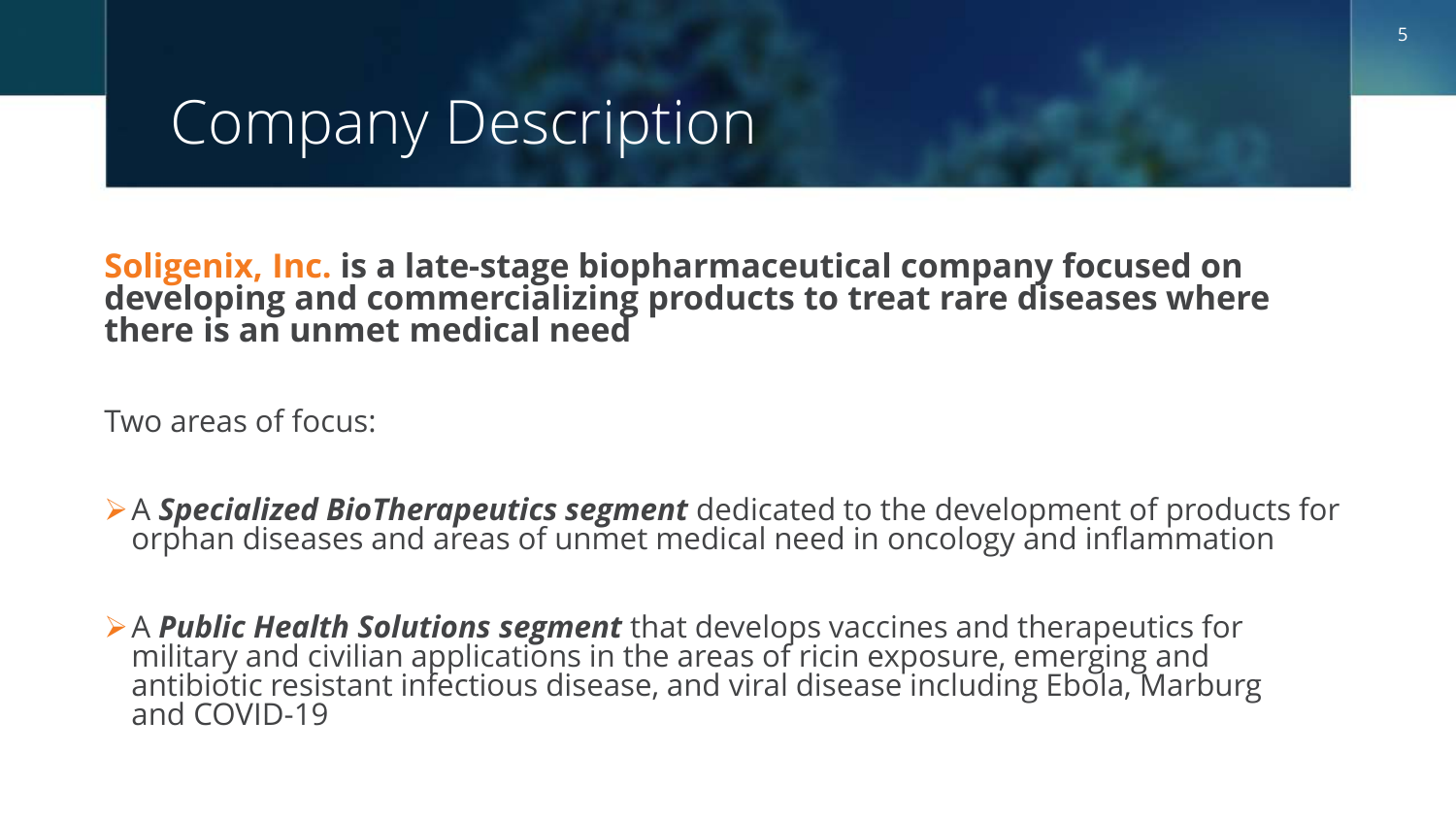# Company Description

**Soligenix, Inc. is a late-stage biopharmaceutical company focused on developing and commercializing products to treat rare diseases where there is an unmet medical need**

Two areas of focus:

- A ***Specialized BioTherapeutics segment*** dedicated to the development of products for orphan diseases and areas of unmet medical need in oncology and inflammation

- A ***Public Health Solutions segment*** that develops vaccines and therapeutics for military and civilian applications in the areas of ricin exposure, emerging and antibiotic resistant infectious disease, and viral disease including Ebola, Marburg and COVID-19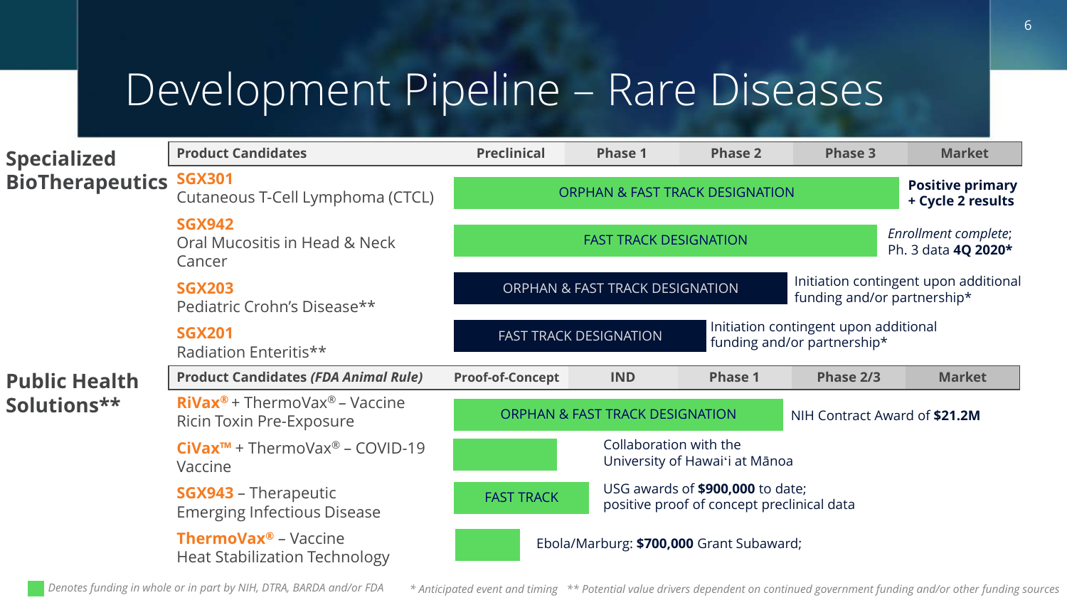# Development Pipeline – Rare Diseases

## Specialized BioTherapeutics

| Product Candidates | Preclinical | Phase 1 | Phase 2 | Phase 3 | Market |
|---|---|---|---|---|---|
| **SGX301** Cutaneous T-Cell Lymphoma (CTCL) | ORPHAN & FAST TRACK DESIGNATION | | | | **Positive primary + Cycle 2 results** |
| **SGX942** Oral Mucositis in Head & Neck Cancer | FAST TRACK DESIGNATION | | | | *Enrollment complete*; Ph. 3 data **4Q 2020*** |
| **SGX203** Pediatric Crohn's Disease** | ORPHAN & FAST TRACK DESIGNATION | | | Initiation contingent upon additional funding and/or partnership* | |
| **SGX201** Radiation Enteritis** | FAST TRACK DESIGNATION | | Initiation contingent upon additional funding and/or partnership* | | |

## Public Health Solutions**

| Product Candidates *(FDA Animal Rule)* | Proof-of-Concept | IND | Phase 1 | Phase 2/3 | Market |
|---|---|---|---|---|---|
| **RiVax®** + ThermoVax® – Vaccine Ricin Toxin Pre-Exposure | ORPHAN & FAST TRACK DESIGNATION | | | NIH Contract Award of **$21.2M** | |
| **CiVax™** + ThermoVax® – COVID-19 Vaccine | | Collaboration with the University of Hawaiʻi at Mānoa | | | |
| **SGX943** – Therapeutic Emerging Infectious Disease | FAST TRACK | USG awards of **$900,000** to date; positive proof of concept preclinical data | | | |
| **ThermoVax®** – Vaccine Heat Stabilization Technology | | Ebola/Marburg: **$700,000** Grant Subaward; | | | |

*Denotes funding in whole or in part by NIH, DTRA, BARDA and/or FDA* (green bars)

*\* Anticipated event and timing* *\*\* Potential value drivers dependent on continued government funding and/or other funding sources*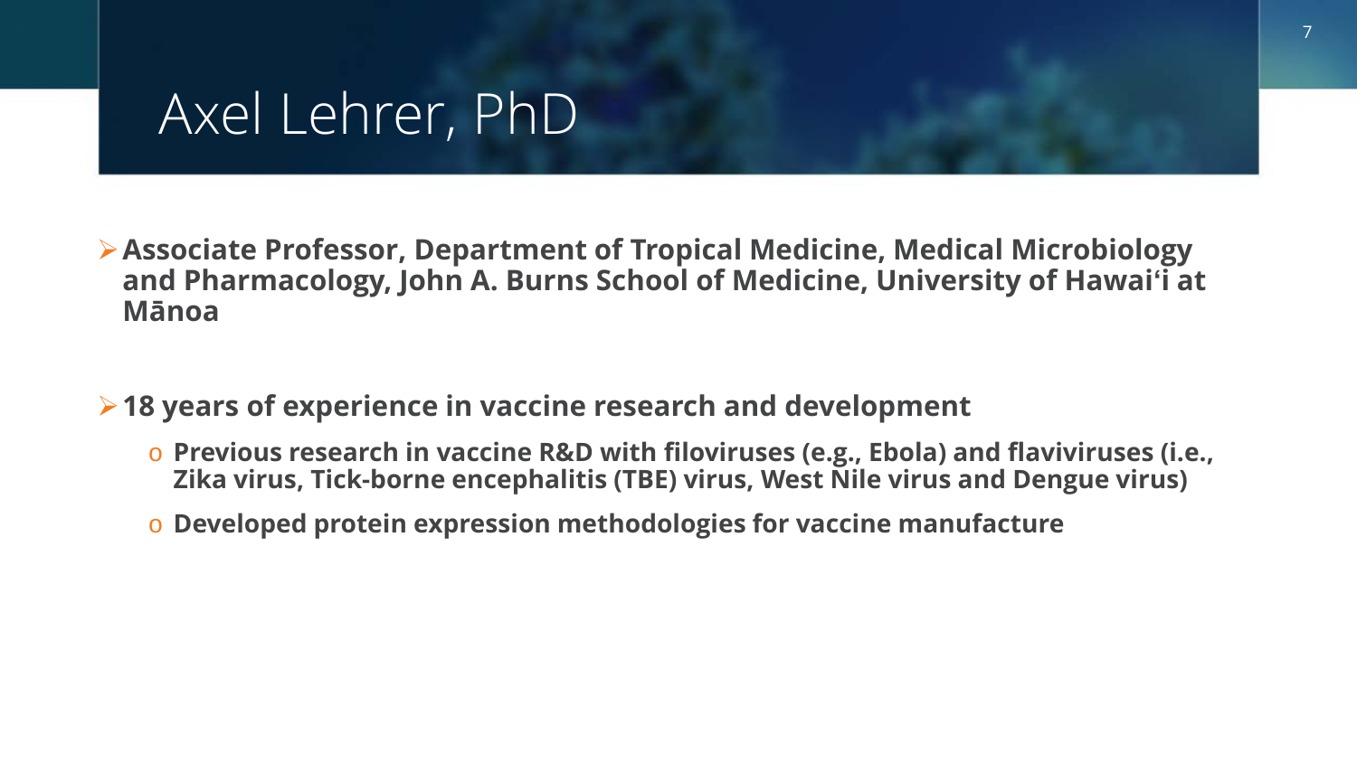# Axel Lehrer, PhD

- **Associate Professor, Department of Tropical Medicine, Medical Microbiology and Pharmacology, John A. Burns School of Medicine, University of Hawaiʻi at Mānoa**

- **18 years of experience in vaccine research and development**
  - **Previous research in vaccine R&D with filoviruses (e.g., Ebola) and flaviviruses (i.e., Zika virus, Tick-borne encephalitis (TBE) virus, West Nile virus and Dengue virus)**
  - **Developed protein expression methodologies for vaccine manufacture**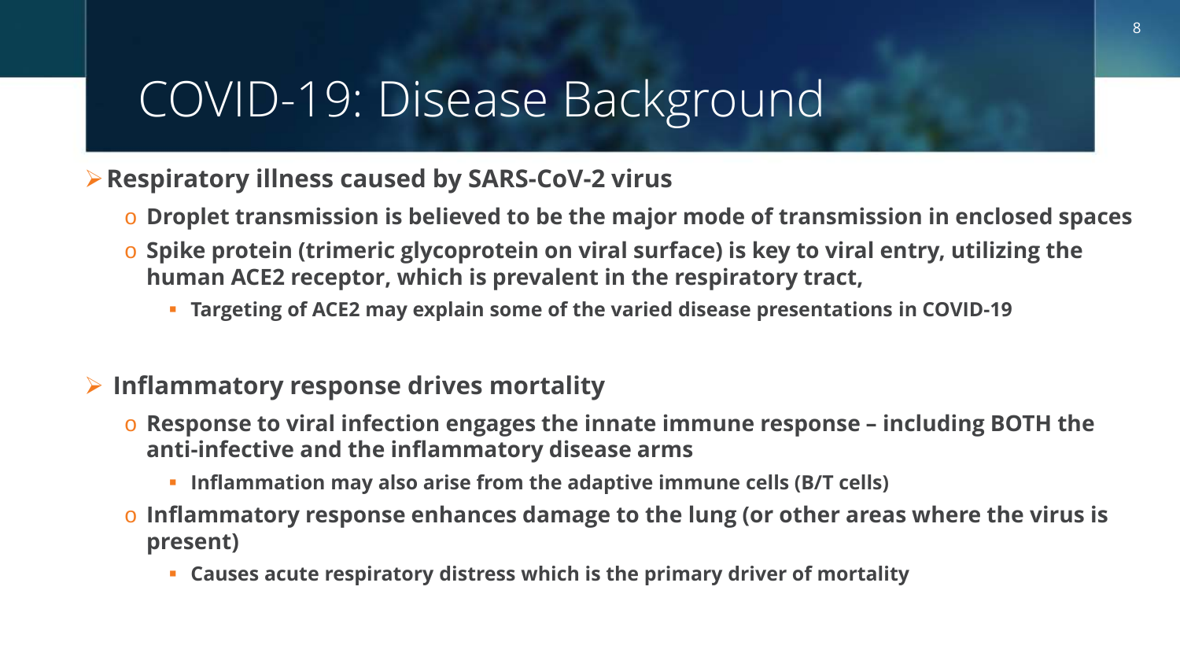# COVID-19: Disease Background

- **Respiratory illness caused by SARS-CoV-2 virus**
  - **Droplet transmission is believed to be the major mode of transmission in enclosed spaces**
  - **Spike protein (trimeric glycoprotein on viral surface) is key to viral entry, utilizing the human ACE2 receptor, which is prevalent in the respiratory tract,**
    - **Targeting of ACE2 may explain some of the varied disease presentations in COVID-19**

- **Inflammatory response drives mortality**
  - **Response to viral infection engages the innate immune response – including BOTH the anti-infective and the inflammatory disease arms**
    - **Inflammation may also arise from the adaptive immune cells (B/T cells)**
  - **Inflammatory response enhances damage to the lung (or other areas where the virus is present)**
    - **Causes acute respiratory distress which is the primary driver of mortality**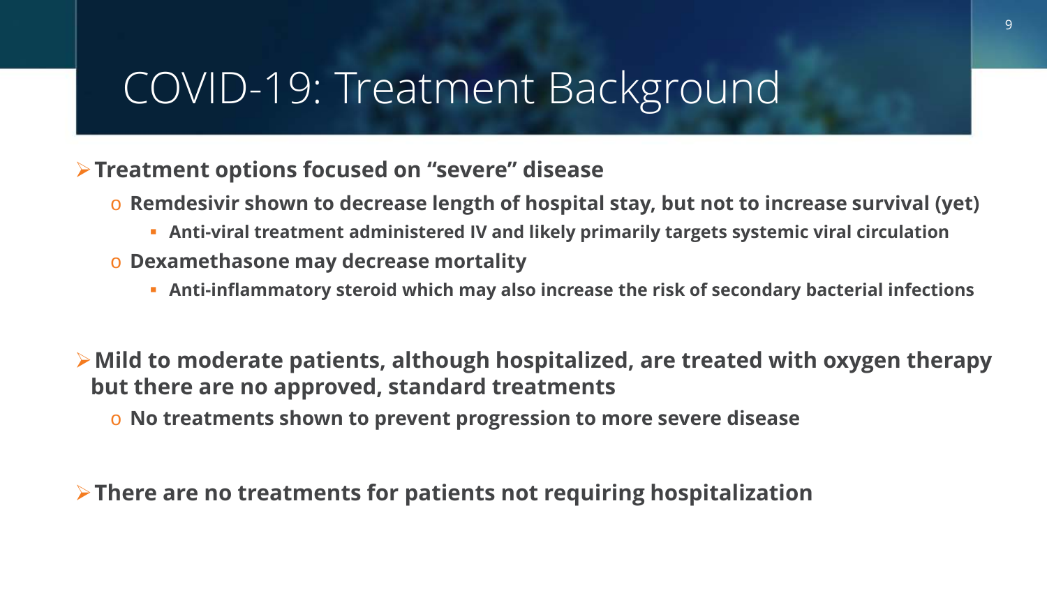# COVID-19: Treatment Background

- **Treatment options focused on "severe" disease**
  - **Remdesivir shown to decrease length of hospital stay, but not to increase survival (yet)**
    - **Anti-viral treatment administered IV and likely primarily targets systemic viral circulation**
  - **Dexamethasone may decrease mortality**
    - **Anti-inflammatory steroid which may also increase the risk of secondary bacterial infections**

- **Mild to moderate patients, although hospitalized, are treated with oxygen therapy but there are no approved, standard treatments**
  - **No treatments shown to prevent progression to more severe disease**

- **There are no treatments for patients not requiring hospitalization**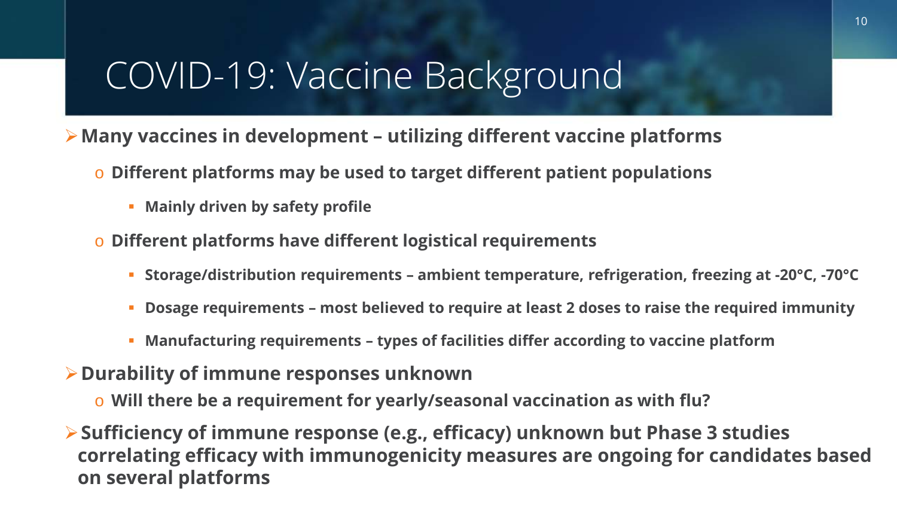# COVID-19: Vaccine Background

- **Many vaccines in development – utilizing different vaccine platforms**
  - **Different platforms may be used to target different patient populations**
    - **Mainly driven by safety profile**
  - **Different platforms have different logistical requirements**
    - **Storage/distribution requirements – ambient temperature, refrigeration, freezing at -20°C, -70°C**
    - **Dosage requirements – most believed to require at least 2 doses to raise the required immunity**
    - **Manufacturing requirements – types of facilities differ according to vaccine platform**
- **Durability of immune responses unknown**
  - **Will there be a requirement for yearly/seasonal vaccination as with flu?**
- **Sufficiency of immune response (e.g., efficacy) unknown but Phase 3 studies correlating efficacy with immunogenicity measures are ongoing for candidates based on several platforms**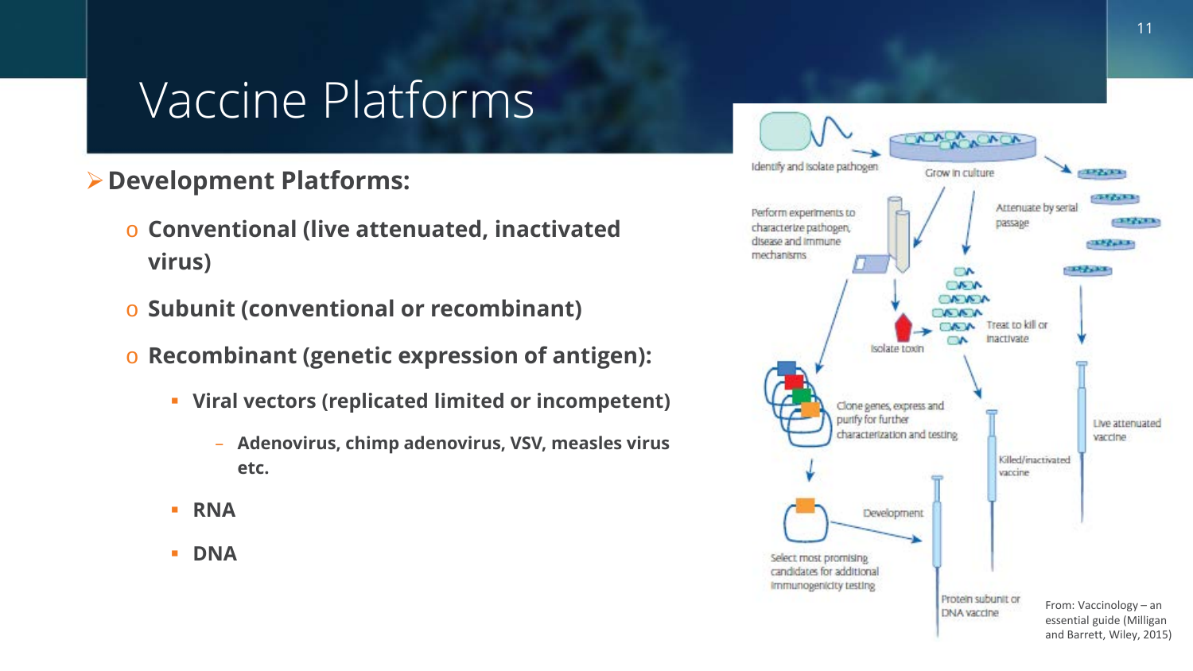# Vaccine Platforms

- **Development Platforms:**
  - **Conventional (live attenuated, inactivated virus)**
  - **Subunit (conventional or recombinant)**
  - **Recombinant (genetic expression of antigen):**
    - **Viral vectors (replicated limited or incompetent)**
      - **Adenovirus, chimp adenovirus, VSV, measles virus etc.**
    - **RNA**
    - **DNA**

Identify and isolate pathogen

Grow in culture

Attenuate by serial passage

Perform experiments to characterize pathogen, disease and immune mechanisms

Isolate toxin

Treat to kill or inactivate

Clone genes, express and purify for further characterization and testing

Live attenuated vaccine

Killed/inactivated vaccine

Development

Select most promising candidates for additional immunogenicity testing

Protein subunit or DNA vaccine

From: Vaccinology – an essential guide (Milligan and Barrett, Wiley, 2015)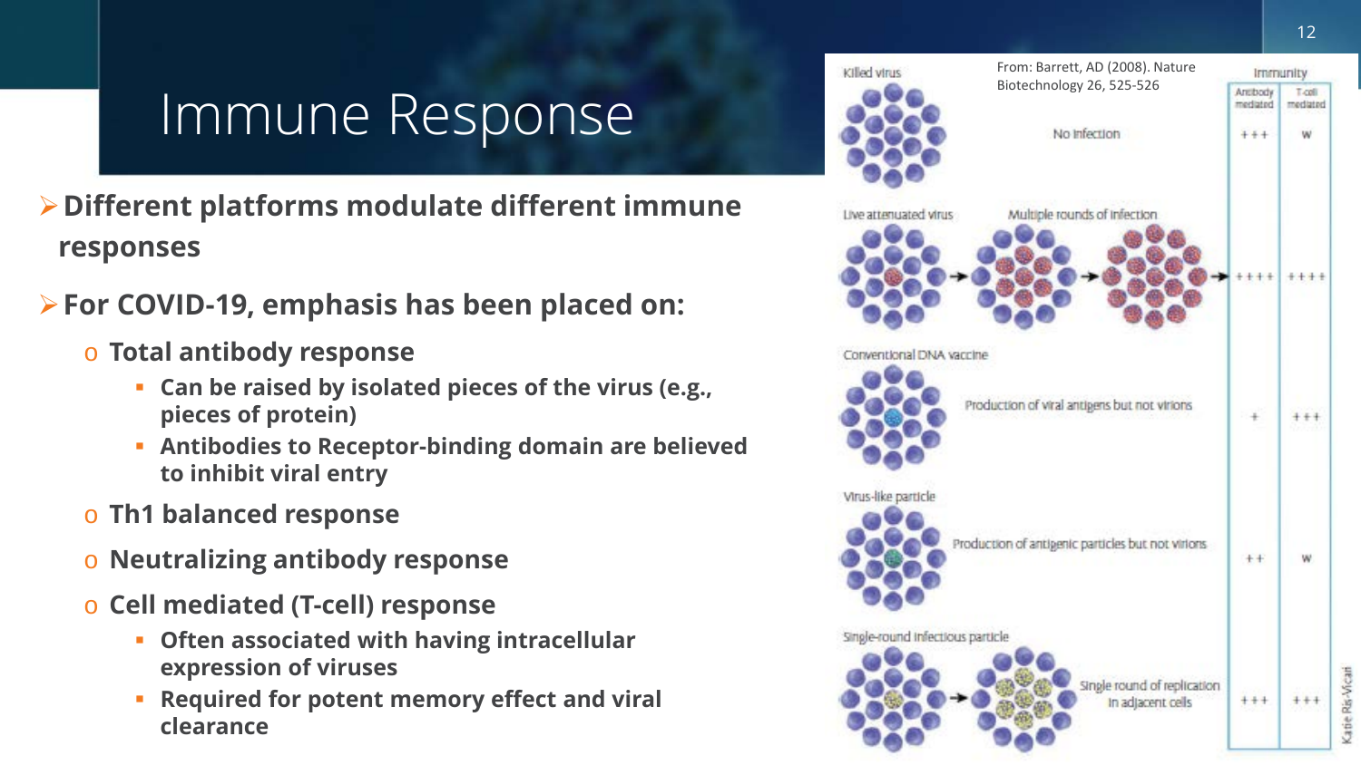# Immune Response

- **Different platforms modulate different immune responses**
- **For COVID-19, emphasis has been placed on:**
  - **Total antibody response**
    - **Can be raised by isolated pieces of the virus (e.g., pieces of protein)**
    - **Antibodies to Receptor-binding domain are believed to inhibit viral entry**
  - **Th1 balanced response**
  - **Neutralizing antibody response**
  - **Cell mediated (T-cell) response**
    - **Often associated with having intracellular expression of viruses**
    - **Required for potent memory effect and viral clearance**

From: Barrett, AD (2008). Nature Biotechnology 26, 525-526

| | | Immunity: Antibody mediated | Immunity: T-cell mediated |
|---|---|---|---|
| Killed virus | No infection | +++ | W |
| Live attenuated virus | Multiple rounds of infection | ++++ | ++++ |
| Conventional DNA vaccine | Production of viral antigens but not virions | + | +++ |
| Virus-like particle | Production of antigenic particles but not virions | ++ | W |
| Single-round infectious particle | Single round of replication in adjacent cells | +++ | +++ |

Katie Ris-Vicari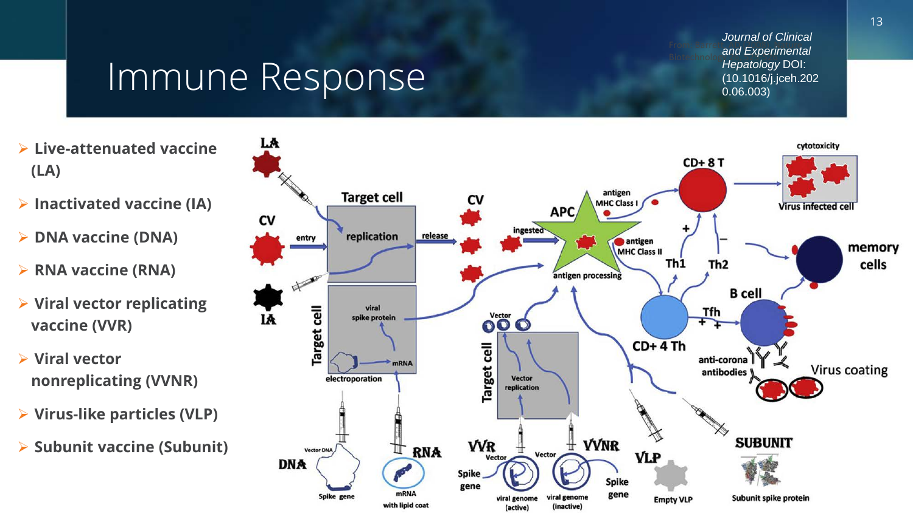# Immune Response

*Journal of Clinical and Experimental Hepatology* DOI: (10.1016/j.jceh.2020.06.003)

- **Live-attenuated vaccine (LA)**
- **Inactivated vaccine (IA)**
- **DNA vaccine (DNA)**
- **RNA vaccine (RNA)**
- **Viral vector replicating vaccine (VVR)**
- **Viral vector nonreplicating (VVNR)**
- **Virus-like particles (VLP)**
- **Subunit vaccine (Subunit)**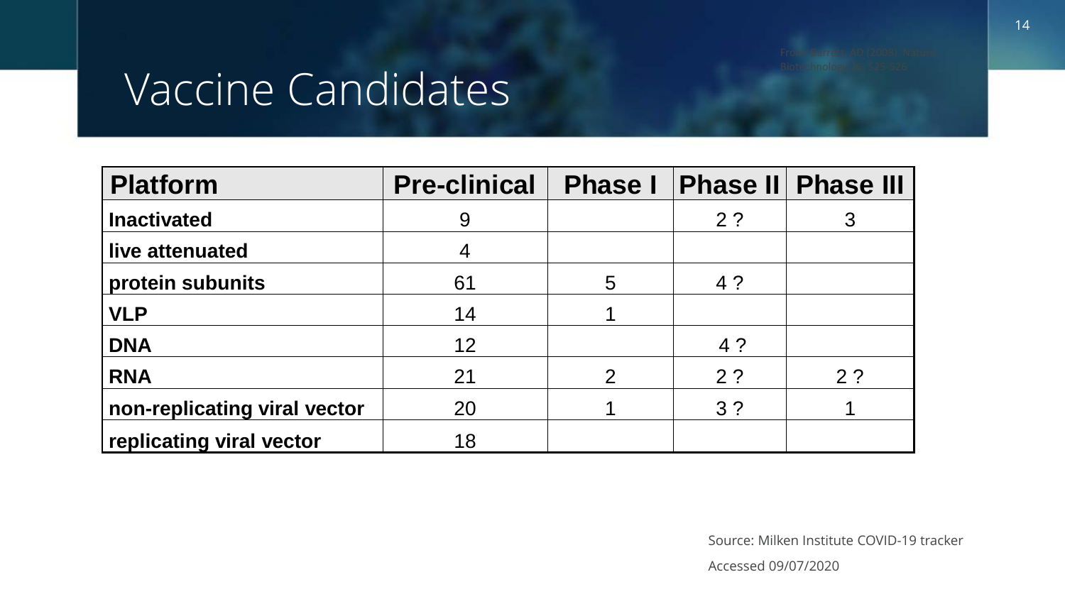# Vaccine Candidates

From Garcia, AD (2008). Nature Biotechnology 26, 525-526

| Platform | Pre-clinical | Phase I | Phase II | Phase III |
|---|---|---|---|---|
| **Inactivated** | 9 | | 2 ? | 3 |
| **live attenuated** | 4 | | | |
| **protein subunits** | 61 | 5 | 4 ? | |
| **VLP** | 14 | 1 | | |
| **DNA** | 12 | | 4 ? | |
| **RNA** | 21 | 2 | 2 ? | 2 ? |
| **non-replicating viral vector** | 20 | 1 | 3 ? | 1 |
| **replicating viral vector** | 18 | | | |

Source: Milken Institute COVID-19 tracker

Accessed 09/07/2020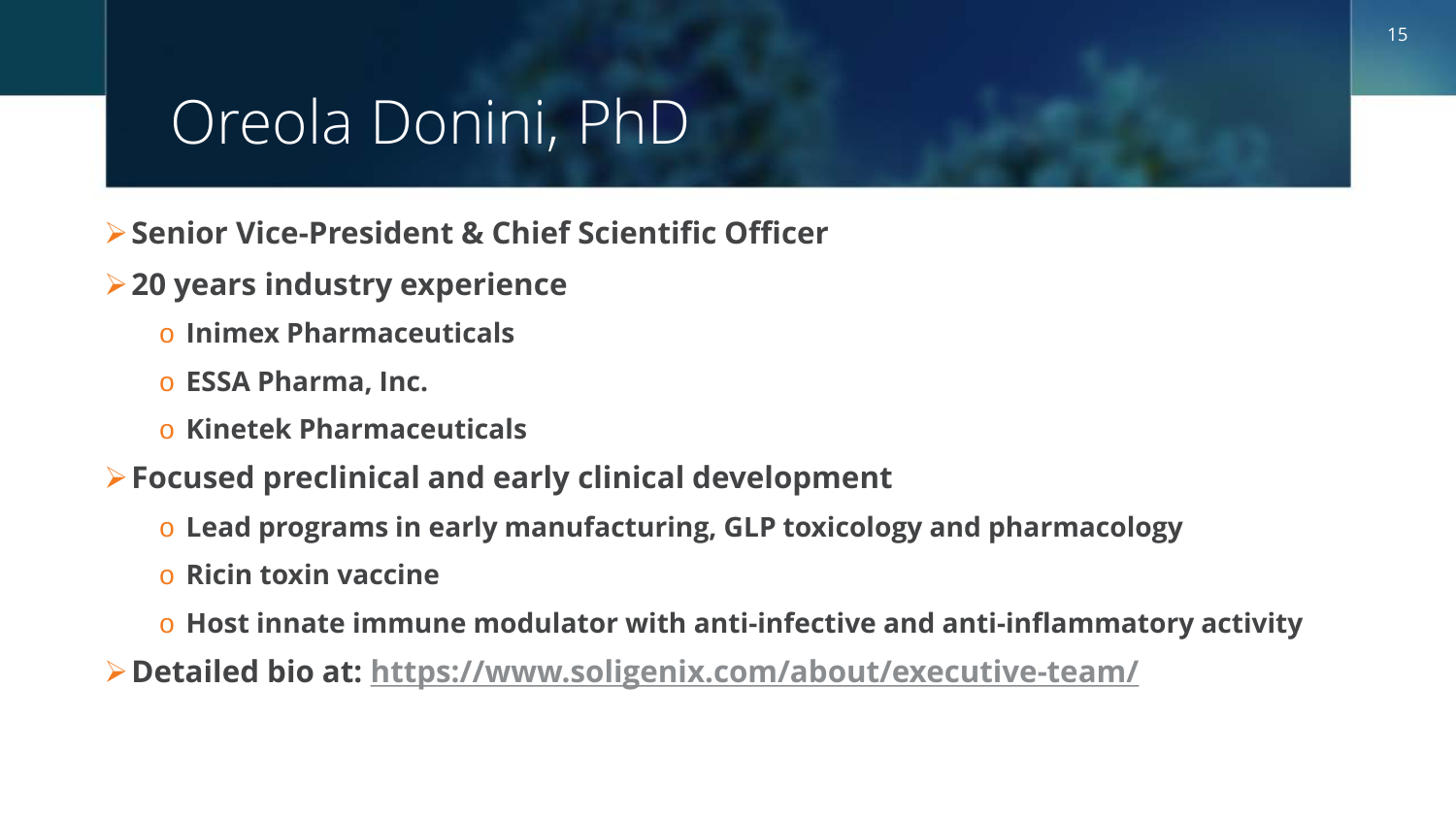# Oreola Donini, PhD

- **Senior Vice-President & Chief Scientific Officer**
- **20 years industry experience**
  - **Inimex Pharmaceuticals**
  - **ESSA Pharma, Inc.**
  - **Kinetek Pharmaceuticals**
- **Focused preclinical and early clinical development**
  - **Lead programs in early manufacturing, GLP toxicology and pharmacology**
  - **Ricin toxin vaccine**
  - **Host innate immune modulator with anti-infective and anti-inflammatory activity**
- **Detailed bio at:** [https://www.soligenix.com/about/executive-team/](https://www.soligenix.com/about/executive-team/)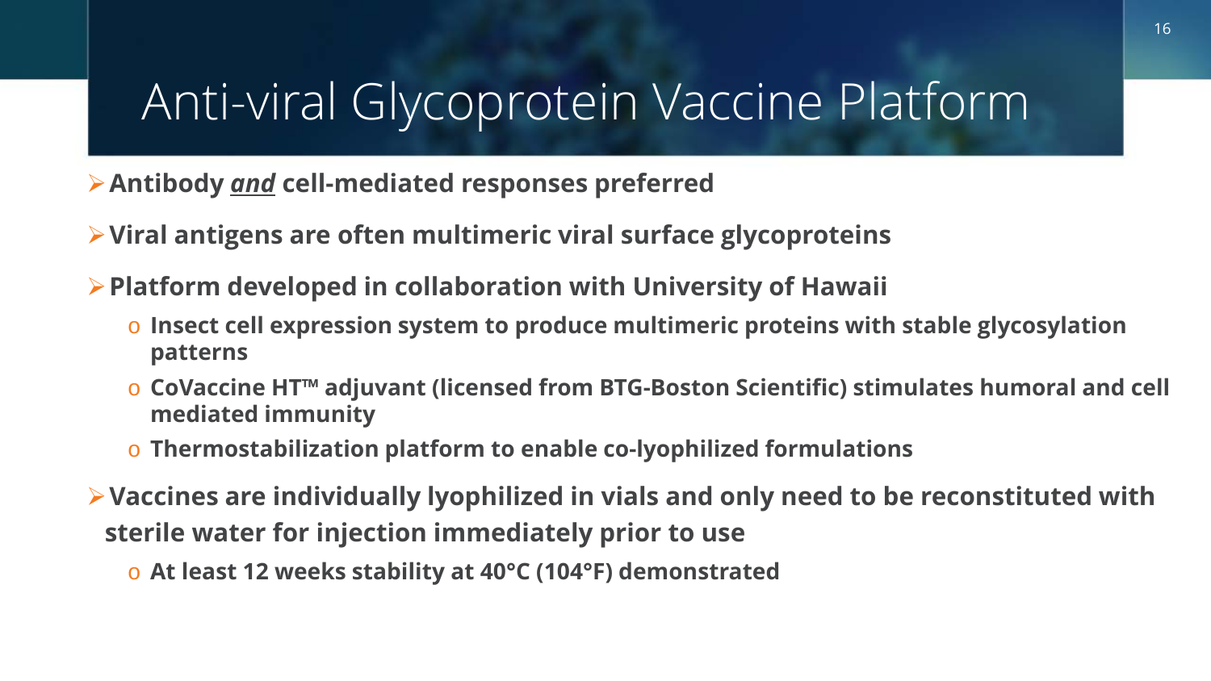# Anti-viral Glycoprotein Vaccine Platform

- **Antibody *and* cell-mediated responses preferred**
- **Viral antigens are often multimeric viral surface glycoproteins**
- **Platform developed in collaboration with University of Hawaii**
  - **Insect cell expression system to produce multimeric proteins with stable glycosylation patterns**
  - **CoVaccine HT™ adjuvant (licensed from BTG-Boston Scientific) stimulates humoral and cell mediated immunity**
  - **Thermostabilization platform to enable co-lyophilized formulations**
- **Vaccines are individually lyophilized in vials and only need to be reconstituted with sterile water for injection immediately prior to use**
  - **At least 12 weeks stability at 40°C (104°F) demonstrated**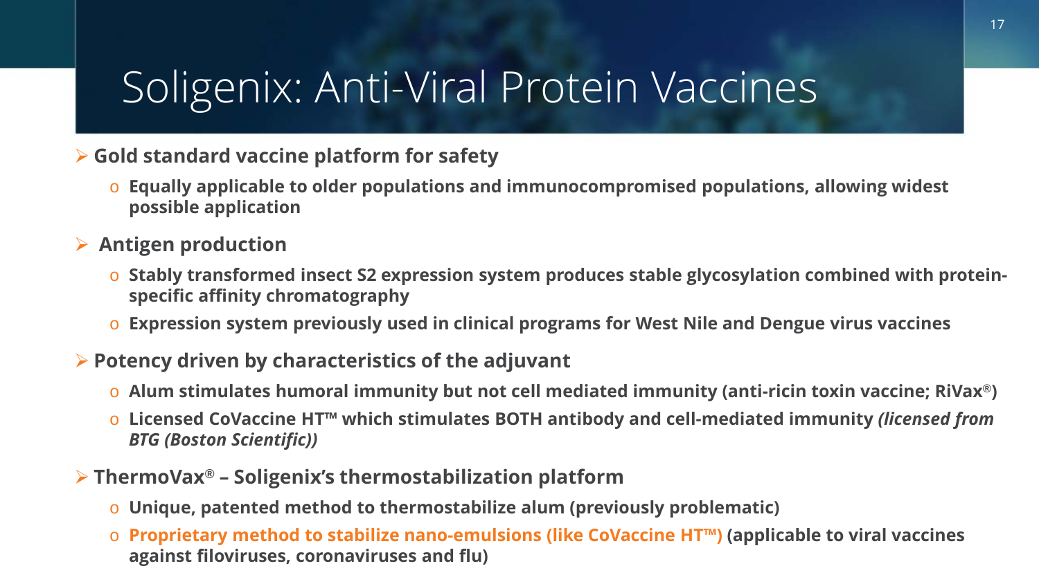# Soligenix: Anti-Viral Protein Vaccines

- **Gold standard vaccine platform for safety**
  - **Equally applicable to older populations and immunocompromised populations, allowing widest possible application**
- **Antigen production**
  - **Stably transformed insect S2 expression system produces stable glycosylation combined with protein-specific affinity chromatography**
  - **Expression system previously used in clinical programs for West Nile and Dengue virus vaccines**
- **Potency driven by characteristics of the adjuvant**
  - **Alum stimulates humoral immunity but not cell mediated immunity (anti-ricin toxin vaccine; RiVax®)**
  - **Licensed CoVaccine HT™ which stimulates BOTH antibody and cell-mediated immunity *(licensed from BTG (Boston Scientific))***
- **ThermoVax® – Soligenix's thermostabilization platform**
  - **Unique, patented method to thermostabilize alum (previously problematic)**
  - **Proprietary method to stabilize nano-emulsions (like CoVaccine HT™) (applicable to viral vaccines against filoviruses, coronaviruses and flu)**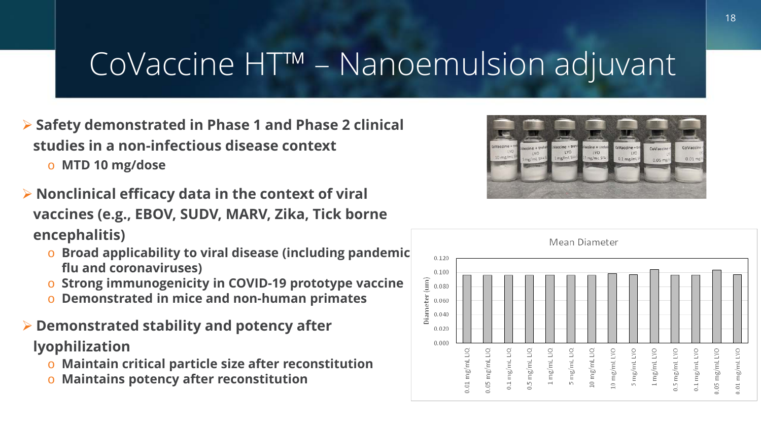# CoVaccine HT™ – Nanoemulsion adjuvant

- **Safety demonstrated in Phase 1 and Phase 2 clinical studies in a non-infectious disease context**
  - **MTD 10 mg/dose**
- **Nonclinical efficacy data in the context of viral vaccines (e.g., EBOV, SUDV, MARV, Zika, Tick borne encephalitis)**
  - **Broad applicability to viral disease (including pandemic flu and coronaviruses)**
  - **Strong immunogenicity in COVID-19 prototype vaccine**
  - **Demonstrated in mice and non-human primates**
- **Demonstrated stability and potency after lyophilization**
  - **Maintain critical particle size after reconstitution**
  - **Maintains potency after reconstitution**

Mean Diameter

Diameter (um)

| Sample | Approx. Mean Diameter (um) |
|---|---|
| 0.01 mg/mL LIQ | 0.096 |
| 0.05 mg/mL LIQ | 0.096 |
| 0.1 mg/mL LIQ | 0.096 |
| 0.5 mg/mL LIQ | 0.096 |
| 1 mg/mL LIQ | 0.096 |
| 5 mg/mL LIQ | 0.096 |
| 10 mg/mL LIQ | 0.096 |
| 10 mg/mL LYO | 0.098 |
| 5 mg/mL LYO | 0.097 |
| 1 mg/mL LYO | 0.104 |
| 0.5 mg/mL LYO | 0.096 |
| 0.1 mg/mL LYO | 0.096 |
| 0.05 mg/mL LYO | 0.103 |
| 0.01 mg/mL LYO | 0.097 |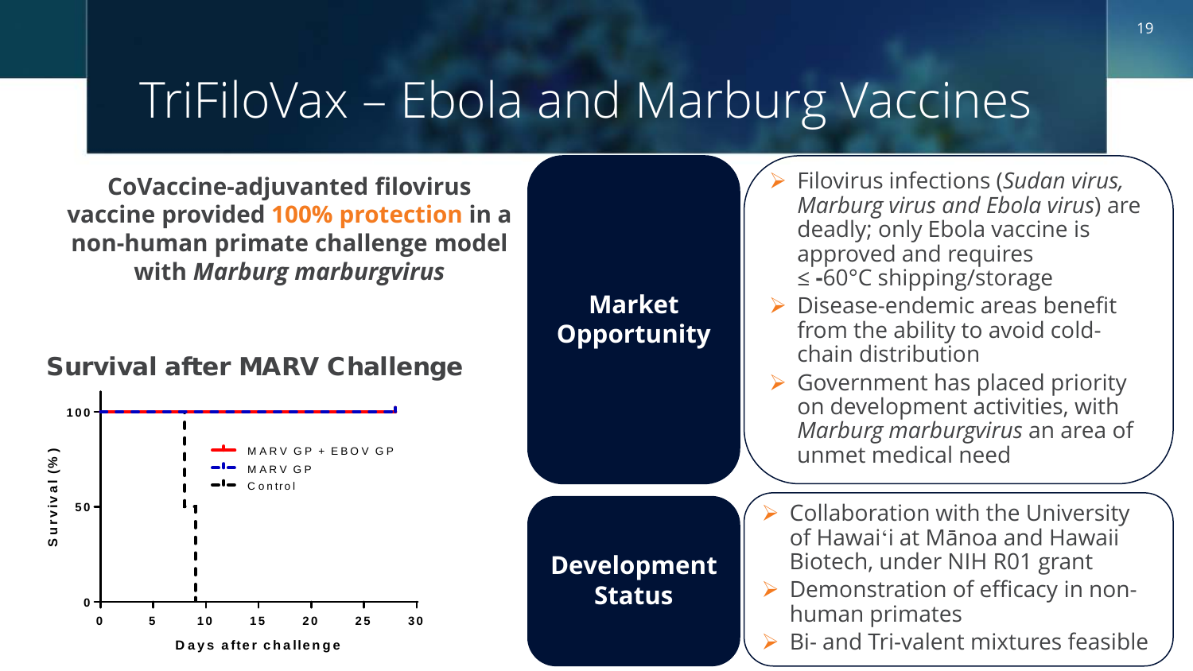# TriFiloVax – Ebola and Marburg Vaccines

**CoVaccine-adjuvanted filovirus vaccine provided 100% protection in a non-human primate challenge model with *Marburg marburgvirus***

**Survival after MARV Challenge**

Survival (%): 0, 50, 100

Days after challenge: 0, 5, 10, 15, 20, 25, 30

- MARV GP + EBOV GP
- MARV GP
- Control

**Market Opportunity**

- Filovirus infections (*Sudan virus, Marburg virus and Ebola virus*) are deadly; only Ebola vaccine is approved and requires ≤ -60°C shipping/storage
- Disease-endemic areas benefit from the ability to avoid cold-chain distribution
- Government has placed priority on development activities, with *Marburg marburgvirus* an area of unmet medical need

**Development Status**

- Collaboration with the University of Hawaiʻi at Mānoa and Hawaii Biotech, under NIH R01 grant
- Demonstration of efficacy in non-human primates
- Bi- and Tri-valent mixtures feasible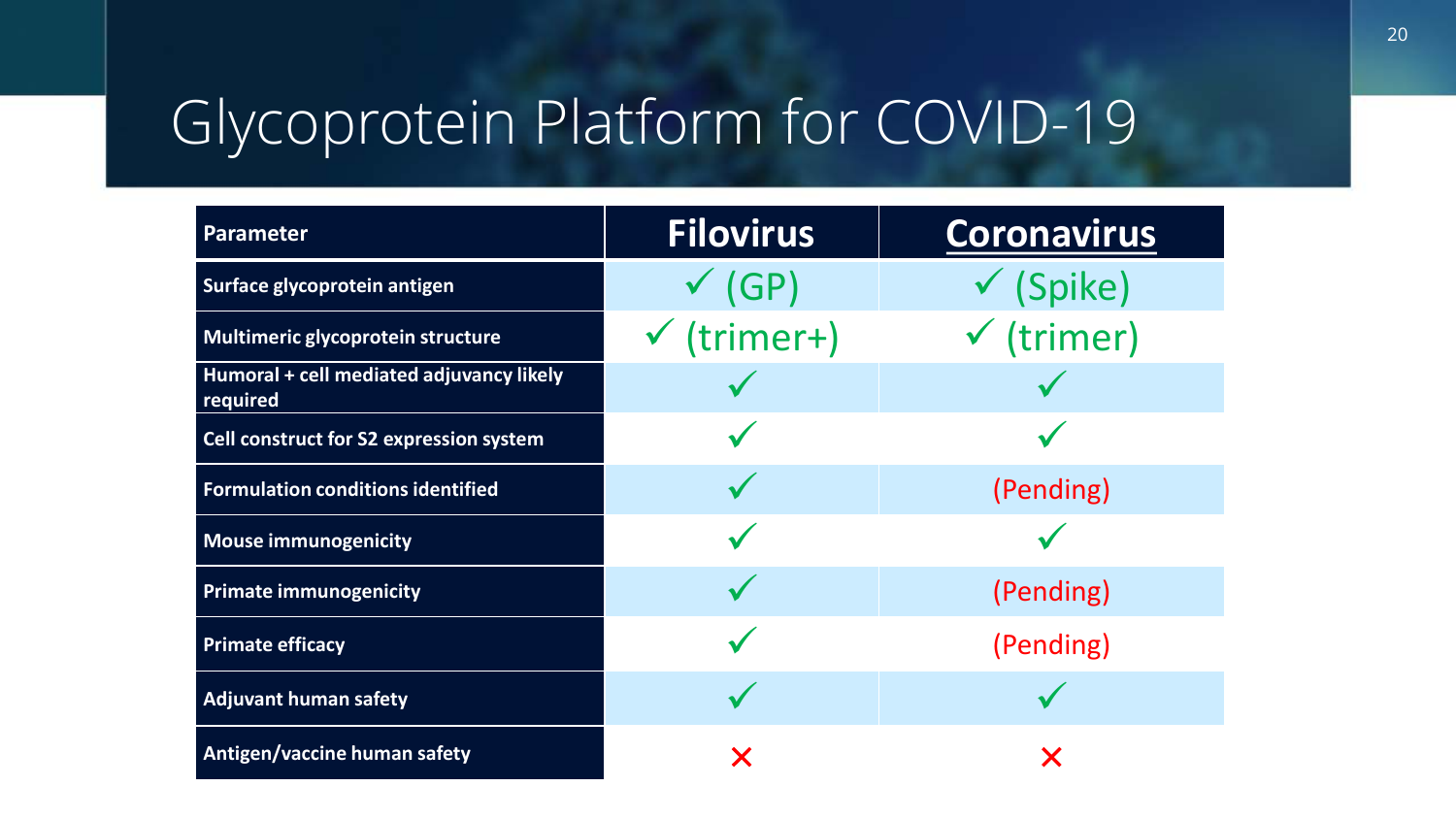# Glycoprotein Platform for COVID-19

| Parameter | Filovirus | Coronavirus |
|---|---|---|
| Surface glycoprotein antigen | ✓ (GP) | ✓ (Spike) |
| Multimeric glycoprotein structure | ✓ (trimer+) | ✓ (trimer) |
| Humoral + cell mediated adjuvancy likely required | ✓ | ✓ |
| Cell construct for S2 expression system | ✓ | ✓ |
| Formulation conditions identified | ✓ | (Pending) |
| Mouse immunogenicity | ✓ | ✓ |
| Primate immunogenicity | ✓ | (Pending) |
| Primate efficacy | ✓ | (Pending) |
| Adjuvant human safety | ✓ | ✓ |
| Antigen/vaccine human safety | ✗ | ✗ |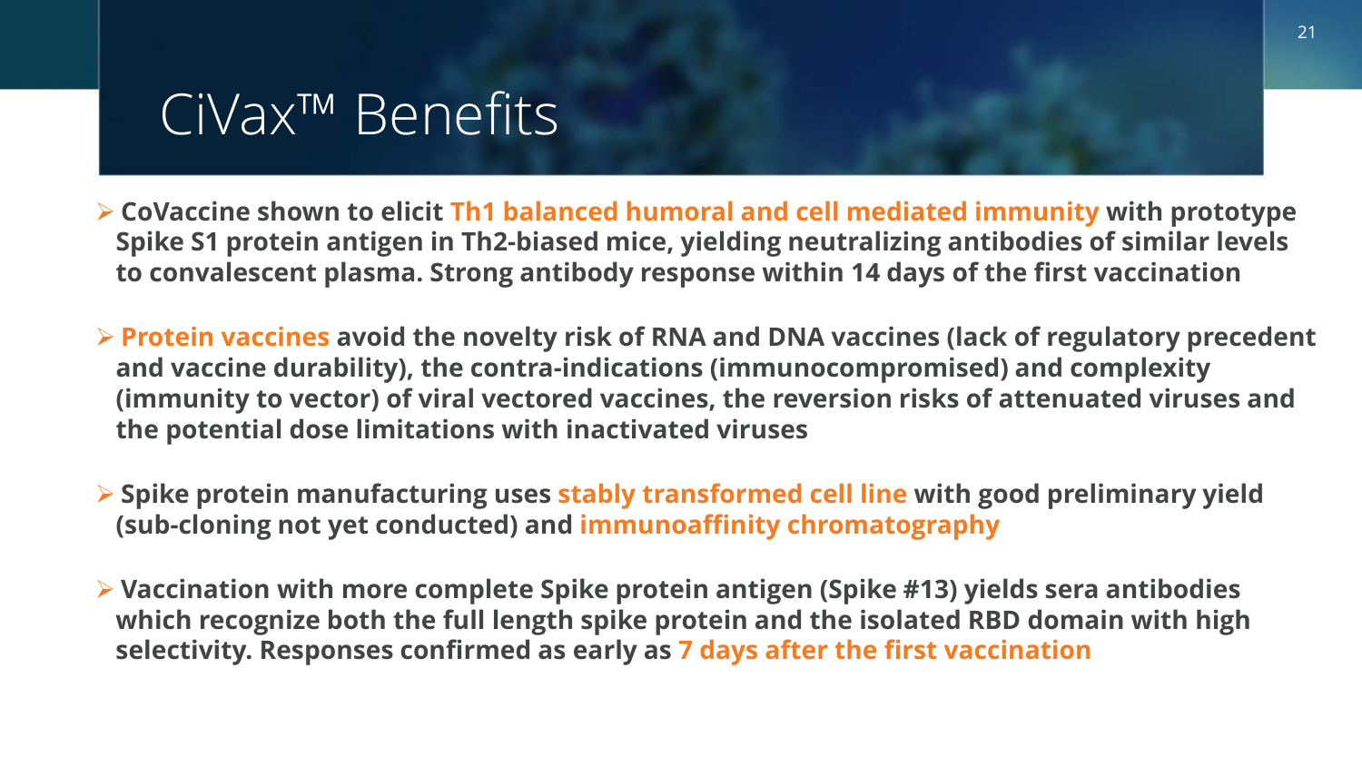# CiVax™ Benefits

- **CoVaccine shown to elicit Th1 balanced humoral and cell mediated immunity with prototype Spike S1 protein antigen in Th2-biased mice, yielding neutralizing antibodies of similar levels to convalescent plasma. Strong antibody response within 14 days of the first vaccination**

- **Protein vaccines avoid the novelty risk of RNA and DNA vaccines (lack of regulatory precedent and vaccine durability), the contra-indications (immunocompromised) and complexity (immunity to vector) of viral vectored vaccines, the reversion risks of attenuated viruses and the potential dose limitations with inactivated viruses**

- **Spike protein manufacturing uses stably transformed cell line with good preliminary yield (sub-cloning not yet conducted) and immunoaffinity chromatography**

- **Vaccination with more complete Spike protein antigen (Spike #13) yields sera antibodies which recognize both the full length spike protein and the isolated RBD domain with high selectivity. Responses confirmed as early as 7 days after the first vaccination**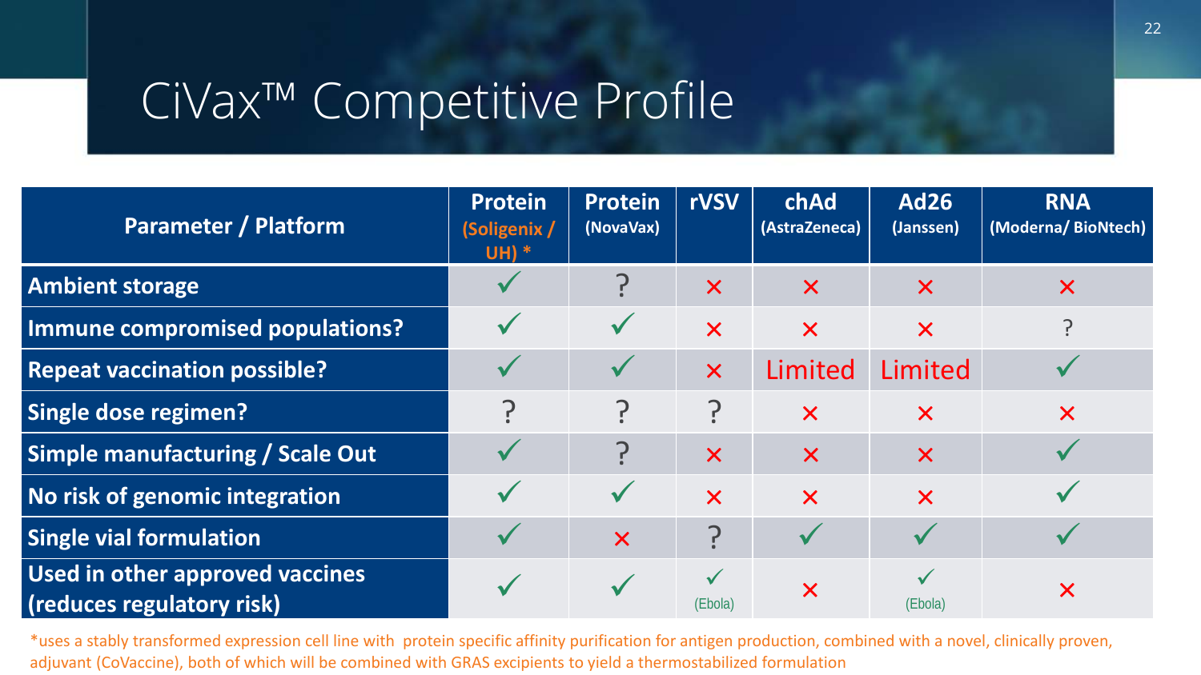# CiVax™ Competitive Profile

| Parameter / Platform | Protein (Soligenix / UH) * | Protein (NovaVax) | rVSV | chAd (AstraZeneca) | Ad26 (Janssen) | RNA (Moderna/ BioNtech) |
|---|---|---|---|---|---|---|
| **Ambient storage** | ✓ | ? | × | × | × | × |
| **Immune compromised populations?** | ✓ | ✓ | × | × | × | ? |
| **Repeat vaccination possible?** | ✓ | ✓ | × | Limited | Limited | ✓ |
| **Single dose regimen?** | ? | ? | ? | × | × | × |
| **Simple manufacturing / Scale Out** | ✓ | ? | × | × | × | ✓ |
| **No risk of genomic integration** | ✓ | ✓ | × | × | × | ✓ |
| **Single vial formulation** | ✓ | × | ? | ✓ | ✓ | ✓ |
| **Used in other approved vaccines (reduces regulatory risk)** | ✓ | ✓ | ✓ (Ebola) | × | ✓ (Ebola) | × |

*uses a stably transformed expression cell line with protein specific affinity purification for antigen production, combined with a novel, clinically proven, adjuvant (CoVaccine), both of which will be combined with GRAS excipients to yield a thermostabilized formulation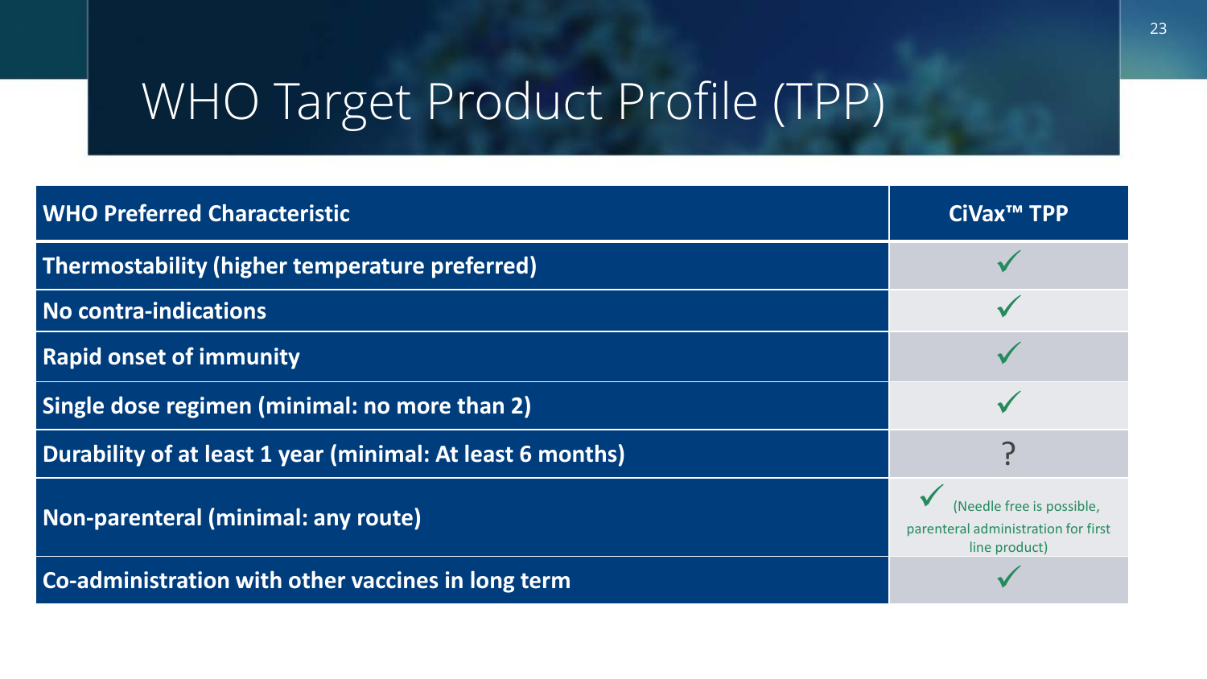# WHO Target Product Profile (TPP)

| WHO Preferred Characteristic | CiVax™ TPP |
|---|---|
| Thermostability (higher temperature preferred) | ✓ |
| No contra-indications | ✓ |
| Rapid onset of immunity | ✓ |
| Single dose regimen (minimal: no more than 2) | ✓ |
| Durability of at least 1 year (minimal: At least 6 months) | ? |
| Non-parenteral (minimal: any route) | ✓ (Needle free is possible, parenteral administration for first line product) |
| Co-administration with other vaccines in long term | ✓ |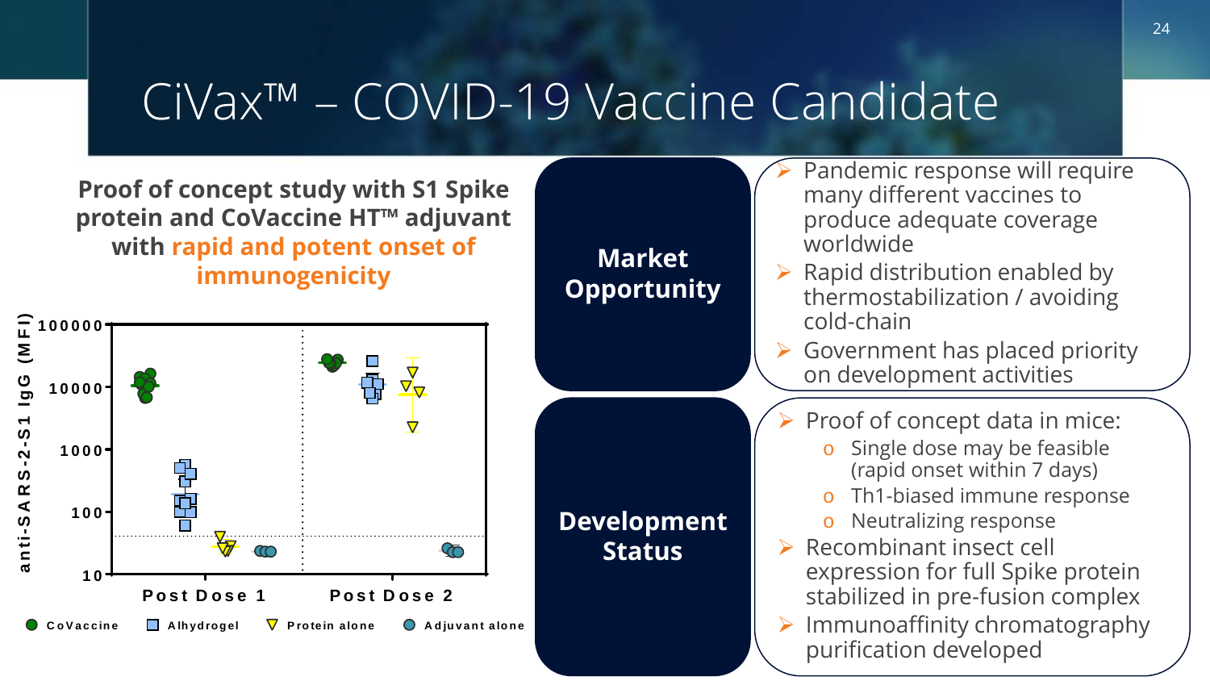# CiVax™ – COVID-19 Vaccine Candidate

**Proof of concept study with S1 Spike protein and CoVaccine HT™ adjuvant with rapid and potent onset of immunogenicity**

anti-SARS-2-S1 IgG (MFI)

100000, 10000, 1000, 100, 10

Post Dose 1 | Post Dose 2

● CoVaccine ■ Alhydrogel ▽ Protein alone ● Adjuvant alone

## Market Opportunity

- Pandemic response will require many different vaccines to produce adequate coverage worldwide
- Rapid distribution enabled by thermostabilization / avoiding cold-chain
- Government has placed priority on development activities

## Development Status

- Proof of concept data in mice:
  - Single dose may be feasible (rapid onset within 7 days)
  - Th1-biased immune response
  - Neutralizing response
- Recombinant insect cell expression for full Spike protein stabilized in pre-fusion complex
- Immunoaffinity chromatography purification developed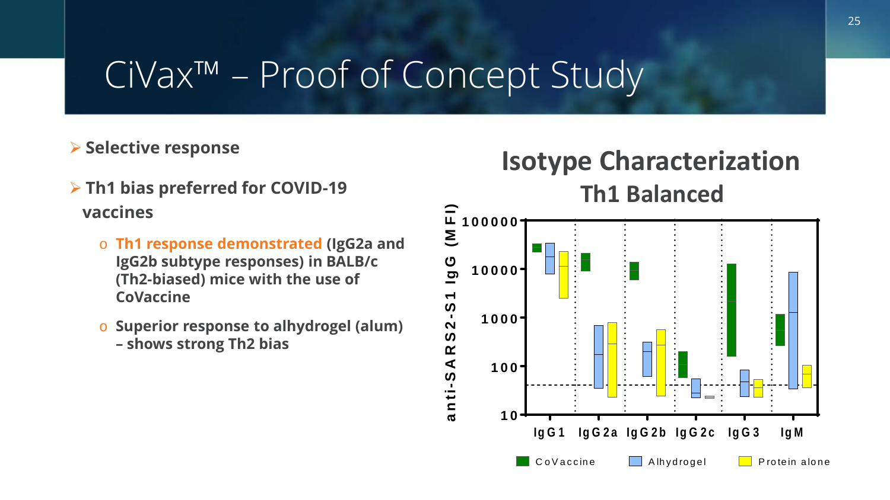# CiVax™ – Proof of Concept Study

- **Selective response**
- **Th1 bias preferred for COVID-19 vaccines**
  - **Th1 response demonstrated (IgG2a and IgG2b subtype responses) in BALB/c (Th2-biased) mice with the use of CoVaccine**
  - **Superior response to alhydrogel (alum) – shows strong Th2 bias**

## Isotype Characterization

### Th1 Balanced

anti-SARS2-S1 IgG (MFI)

100000

10000

1000

100

10

IgG1 IgG2a IgG2b IgG2c IgG3 IgM

CoVaccine Alhydrogel Protein alone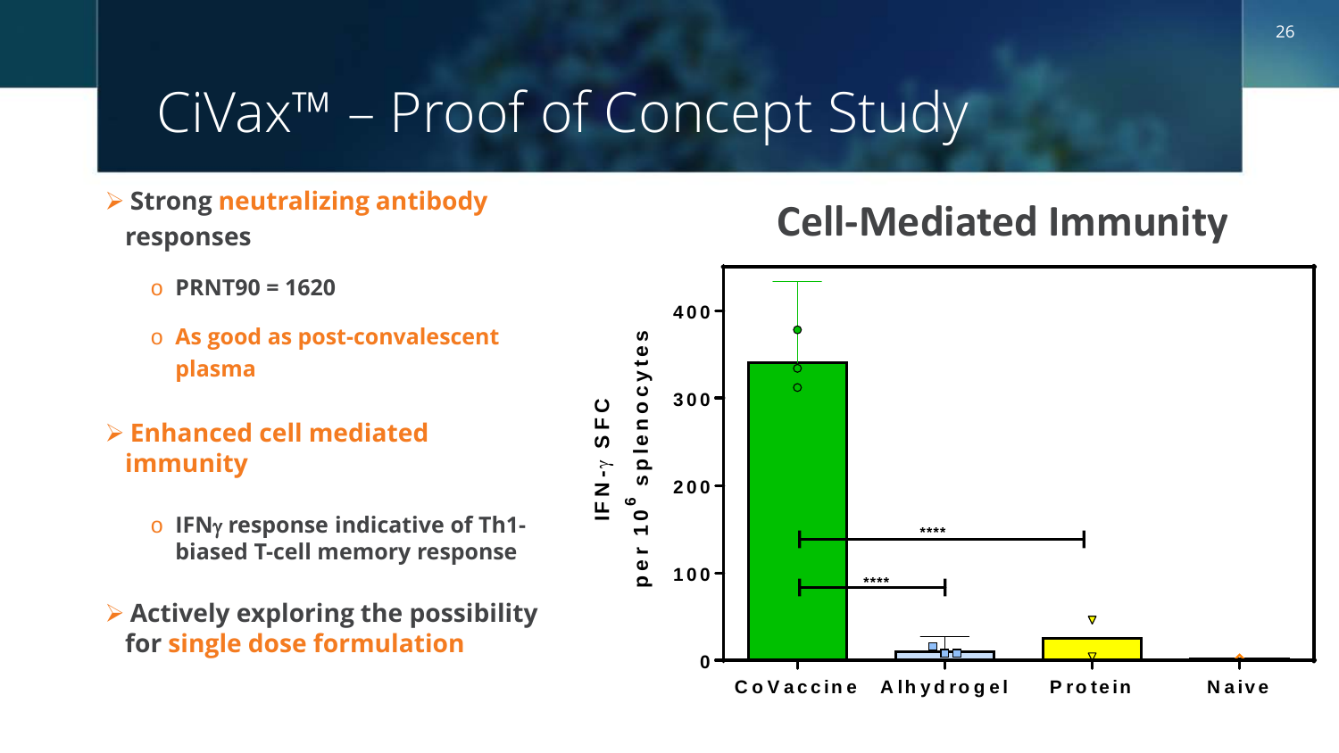# CiVax™ – Proof of Concept Study

- **Strong neutralizing antibody responses**
  - **PRNT90 = 1620**
  - **As good as post-convalescent plasma**
- **Enhanced cell mediated immunity**
  - **IFNγ response indicative of Th1-biased T-cell memory response**
- **Actively exploring the possibility for single dose formulation**

## Cell-Mediated Immunity

IFN-γ SFC per $10^6$ splenocytes

CoVaccine | Alhydrogel | Protein | Naive

****

****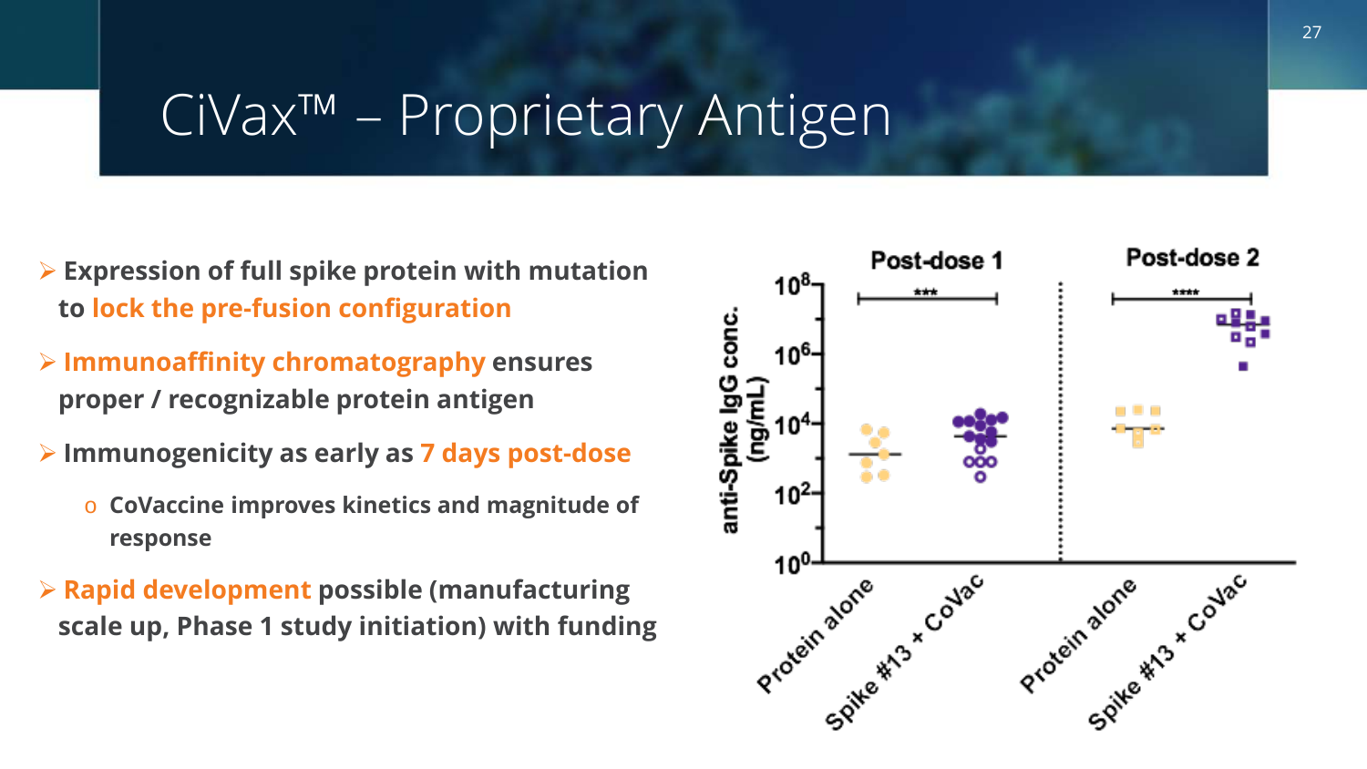# CiVax™ – Proprietary Antigen

- **Expression of full spike protein with mutation to lock the pre-fusion configuration**
- **Immunoaffinity chromatography ensures proper / recognizable protein antigen**
- **Immunogenicity as early as 7 days post-dose**
  - **CoVaccine improves kinetics and magnitude of response**
- **Rapid development possible (manufacturing scale up, Phase 1 study initiation) with funding**

Post-dose 1 | Post-dose 2

anti-Spike IgG conc. (ng/mL)

$10^0$, $10^2$, $10^4$, $10^6$, $10^8$

*** ****

Protein alone | Spike #13 + CoVac | Protein alone | Spike #13 + CoVac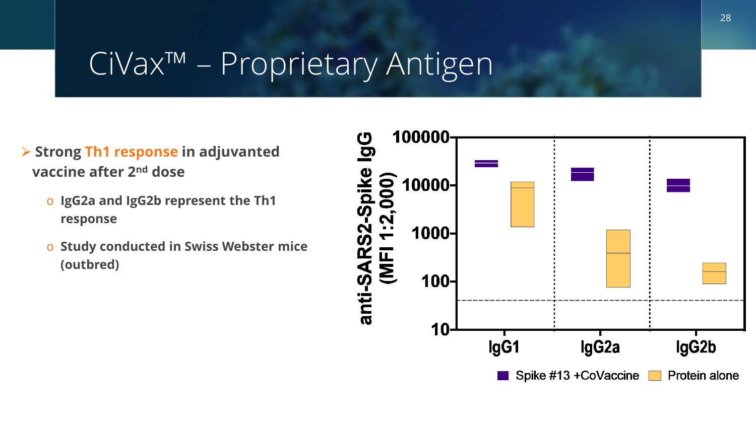# CiVax™ – Proprietary Antigen

- **Strong Th1 response in adjuvanted vaccine after 2nd dose**
  - **IgG2a and IgG2b represent the Th1 response**
  - **Study conducted in Swiss Webster mice (outbred)**

anti-SARS2-Spike IgG (MFI 1:2,000)

100000
10000
1000
100
10

IgG1 IgG2a IgG2b

Spike #13 +CoVaccine Protein alone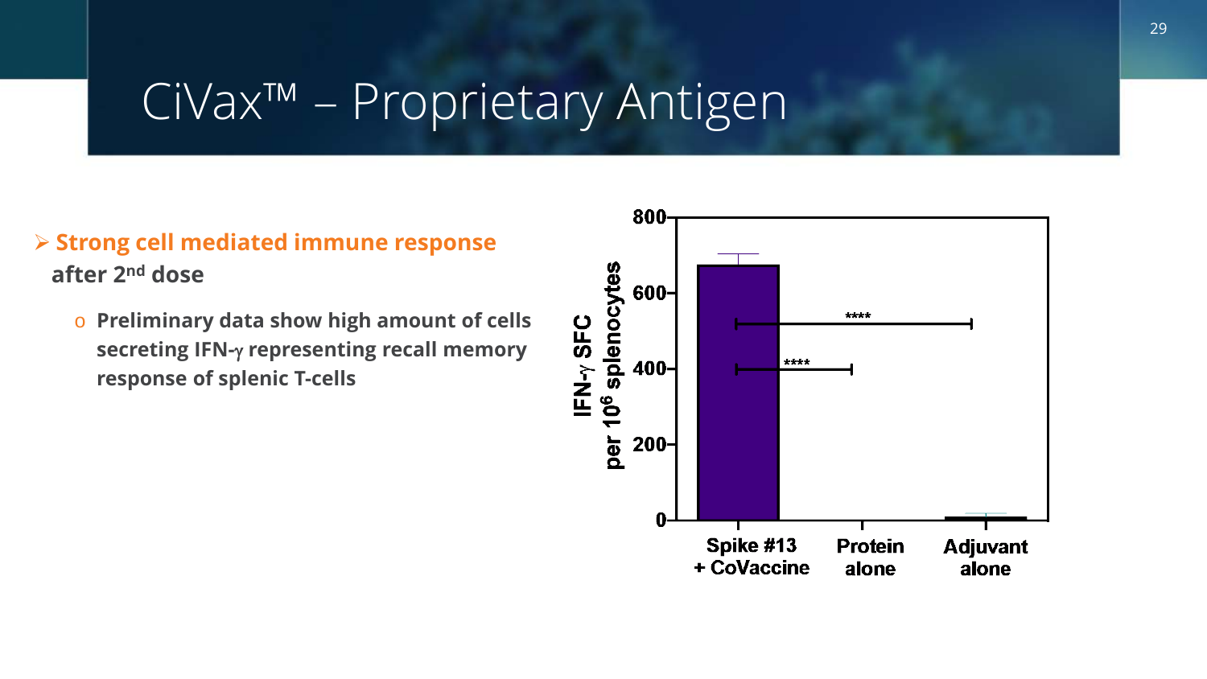# CiVax™ – Proprietary Antigen

- **Strong cell mediated immune response after 2nd dose**
  - **Preliminary data show high amount of cells secreting IFN-γ representing recall memory response of splenic T-cells**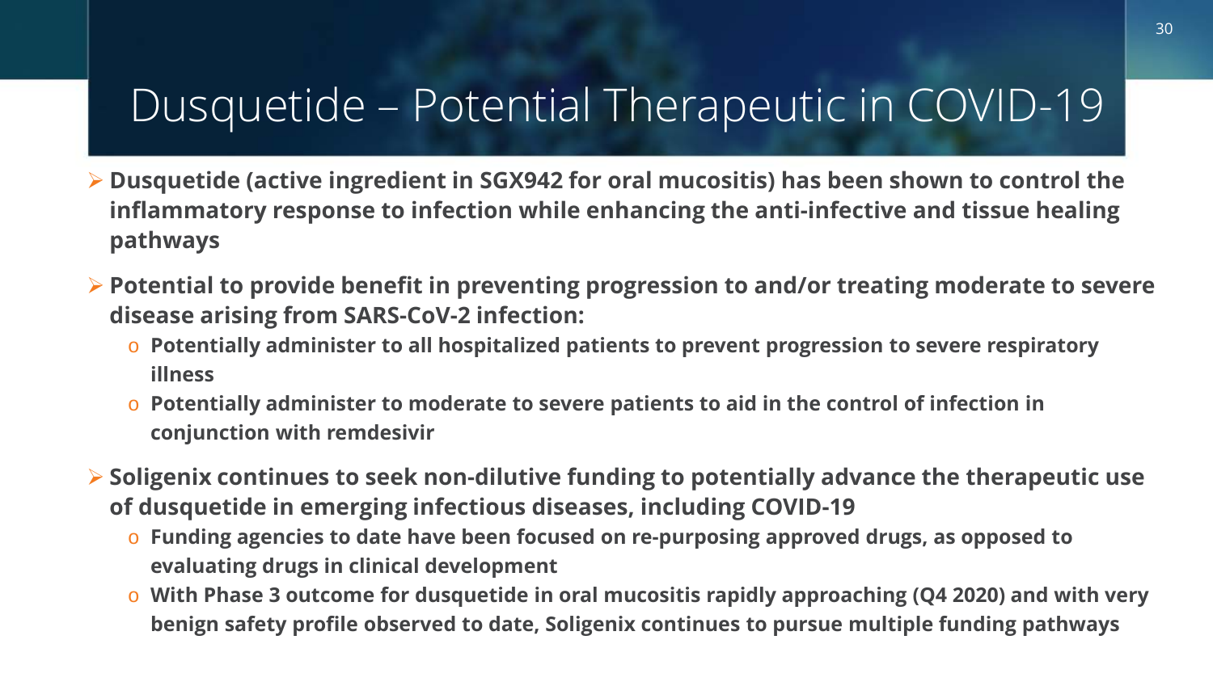# Dusquetide – Potential Therapeutic in COVID-19

- **Dusquetide (active ingredient in SGX942 for oral mucositis) has been shown to control the inflammatory response to infection while enhancing the anti-infective and tissue healing pathways**
- **Potential to provide benefit in preventing progression to and/or treating moderate to severe disease arising from SARS-CoV-2 infection:**
  - **Potentially administer to all hospitalized patients to prevent progression to severe respiratory illness**
  - **Potentially administer to moderate to severe patients to aid in the control of infection in conjunction with remdesivir**
- **Soligenix continues to seek non-dilutive funding to potentially advance the therapeutic use of dusquetide in emerging infectious diseases, including COVID-19**
  - **Funding agencies to date have been focused on re-purposing approved drugs, as opposed to evaluating drugs in clinical development**
  - **With Phase 3 outcome for dusquetide in oral mucositis rapidly approaching (Q4 2020) and with very benign safety profile observed to date, Soligenix continues to pursue multiple funding pathways**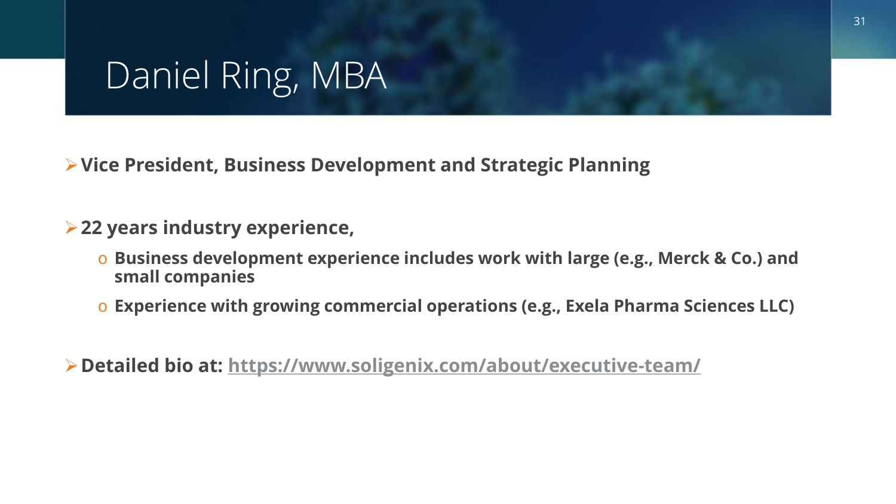# Daniel Ring, MBA

- **Vice President, Business Development and Strategic Planning**

- **22 years industry experience,**
  - **Business development experience includes work with large (e.g., Merck & Co.) and small companies**
  - **Experience with growing commercial operations (e.g., Exela Pharma Sciences LLC)**

- **Detailed bio at: [https://www.soligenix.com/about/executive-team/](https://www.soligenix.com/about/executive-team/)**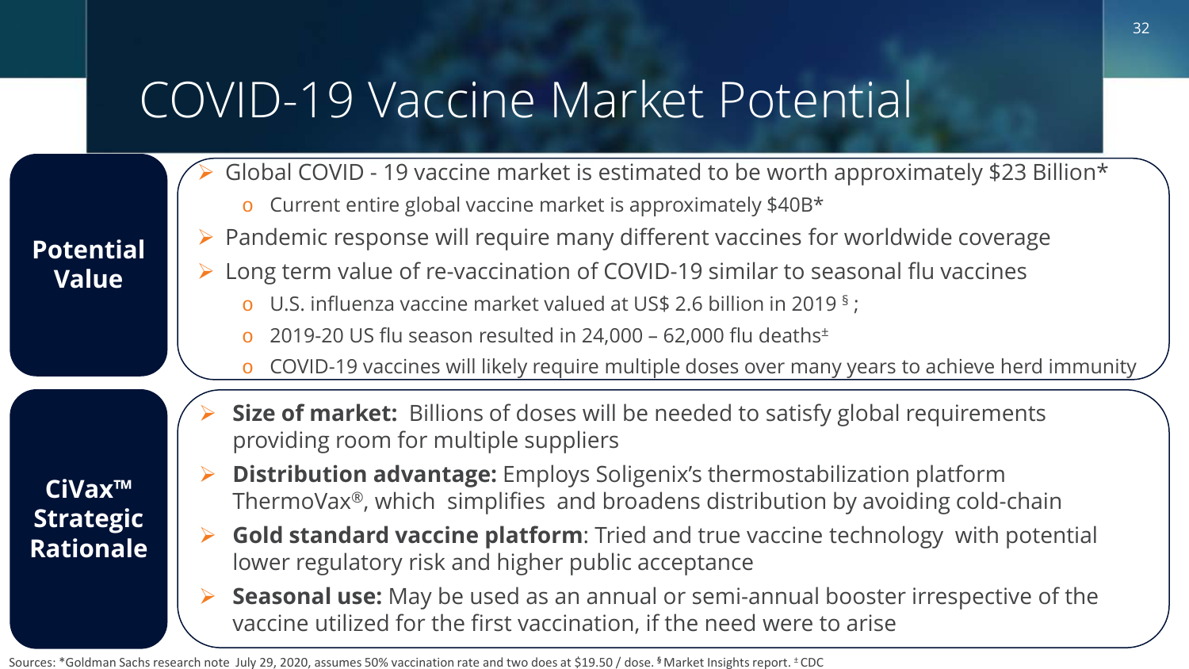# COVID-19 Vaccine Market Potential

## Potential Value

- Global COVID - 19 vaccine market is estimated to be worth approximately $23 Billion*
  - Current entire global vaccine market is approximately $40B*
- Pandemic response will require many different vaccines for worldwide coverage
- Long term value of re-vaccination of COVID-19 similar to seasonal flu vaccines
  - U.S. influenza vaccine market valued at US$ 2.6 billion in 2019 [§] ;
  - 2019-20 US flu season resulted in 24,000 – 62,000 flu deaths[±]
  - COVID-19 vaccines will likely require multiple doses over many years to achieve herd immunity

## CiVax™ Strategic Rationale

- **Size of market:** Billions of doses will be needed to satisfy global requirements providing room for multiple suppliers
- **Distribution advantage:** Employs Soligenix's thermostabilization platform ThermoVax®, which simplifies and broadens distribution by avoiding cold-chain
- **Gold standard vaccine platform**: Tried and true vaccine technology with potential lower regulatory risk and higher public acceptance
- **Seasonal use:** May be used as an annual or semi-annual booster irrespective of the vaccine utilized for the first vaccination, if the need were to arise

Sources: *Goldman Sachs research note July 29, 2020, assumes 50% vaccination rate and two does at $19.50 / dose. [§] Market Insights report. [±] CDC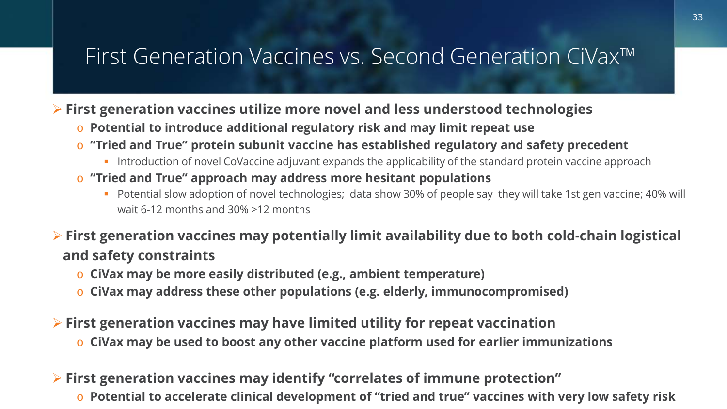# First Generation Vaccines vs. Second Generation CiVax™

- **First generation vaccines utilize more novel and less understood technologies**
  - **Potential to introduce additional regulatory risk and may limit repeat use**
  - **"Tried and True" protein subunit vaccine has established regulatory and safety precedent**
    - Introduction of novel CoVaccine adjuvant expands the applicability of the standard protein vaccine approach
  - **"Tried and True" approach may address more hesitant populations**
    - Potential slow adoption of novel technologies; data show 30% of people say they will take 1st gen vaccine; 40% will wait 6-12 months and 30% >12 months

- **First generation vaccines may potentially limit availability due to both cold-chain logistical and safety constraints**
  - **CiVax may be more easily distributed (e.g., ambient temperature)**
  - **CiVax may address these other populations (e.g. elderly, immunocompromised)**

- **First generation vaccines may have limited utility for repeat vaccination**
  - **CiVax may be used to boost any other vaccine platform used for earlier immunizations**

- **First generation vaccines may identify "correlates of immune protection"**
  - **Potential to accelerate clinical development of "tried and true" vaccines with very low safety risk**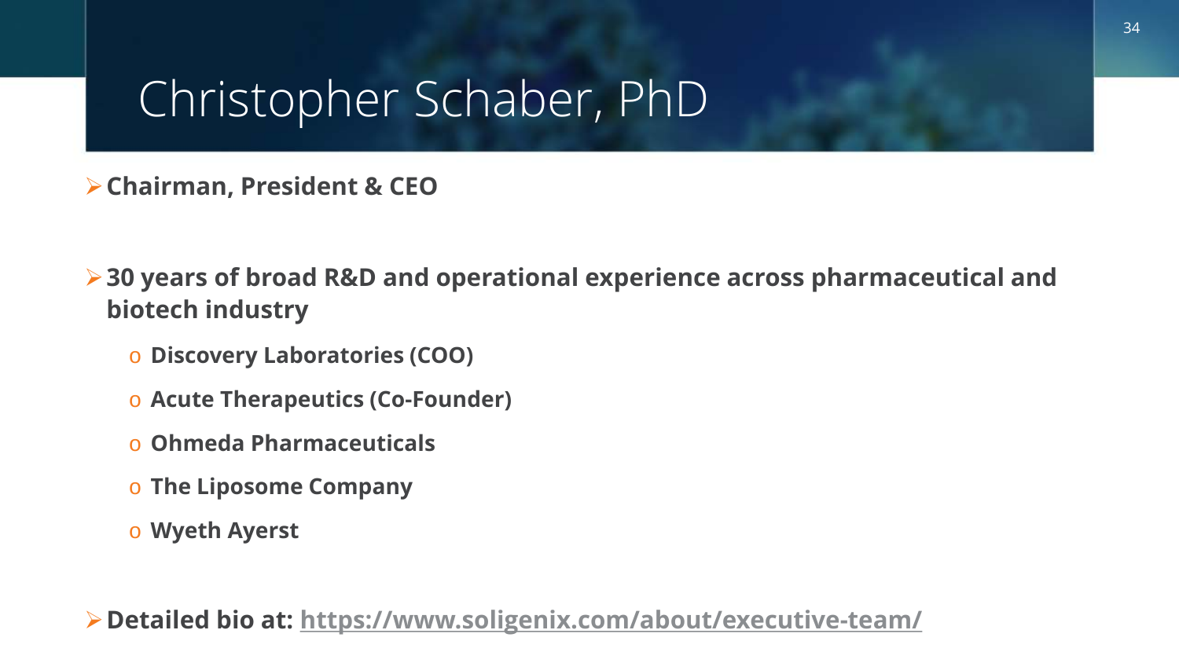# Christopher Schaber, PhD

- **Chairman, President & CEO**

- **30 years of broad R&D and operational experience across pharmaceutical and biotech industry**
  - **Discovery Laboratories (COO)**
  - **Acute Therapeutics (Co-Founder)**
  - **Ohmeda Pharmaceuticals**
  - **The Liposome Company**
  - **Wyeth Ayerst**

- **Detailed bio at: [https://www.soligenix.com/about/executive-team/](https://www.soligenix.com/about/executive-team/)**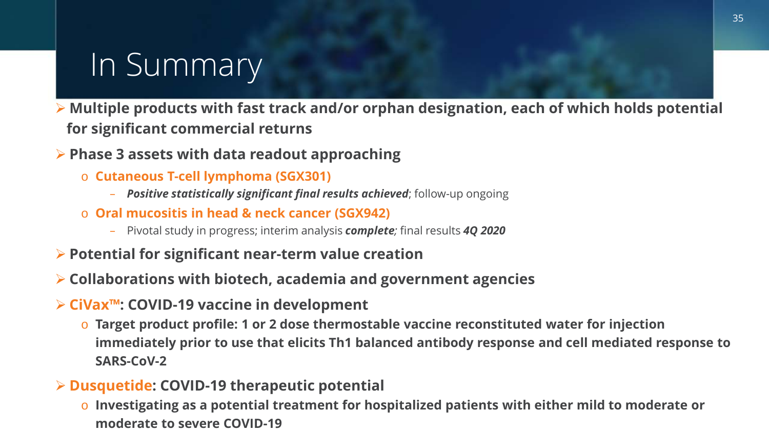# In Summary

- **Multiple products with fast track and/or orphan designation, each of which holds potential for significant commercial returns**
- **Phase 3 assets with data readout approaching**
  - **Cutaneous T-cell lymphoma (SGX301)**
    - ***Positive statistically significant final results achieved***; follow-up ongoing
  - **Oral mucositis in head & neck cancer (SGX942)**
    - Pivotal study in progress; interim analysis ***complete;*** final results ***4Q 2020***
- **Potential for significant near-term value creation**
- **Collaborations with biotech, academia and government agencies**
- **CiVax™: COVID-19 vaccine in development**
  - **Target product profile: 1 or 2 dose thermostable vaccine reconstituted water for injection immediately prior to use that elicits Th1 balanced antibody response and cell mediated response to SARS-CoV-2**
- **Dusquetide: COVID-19 therapeutic potential**
  - **Investigating as a potential treatment for hospitalized patients with either mild to moderate or moderate to severe COVID-19**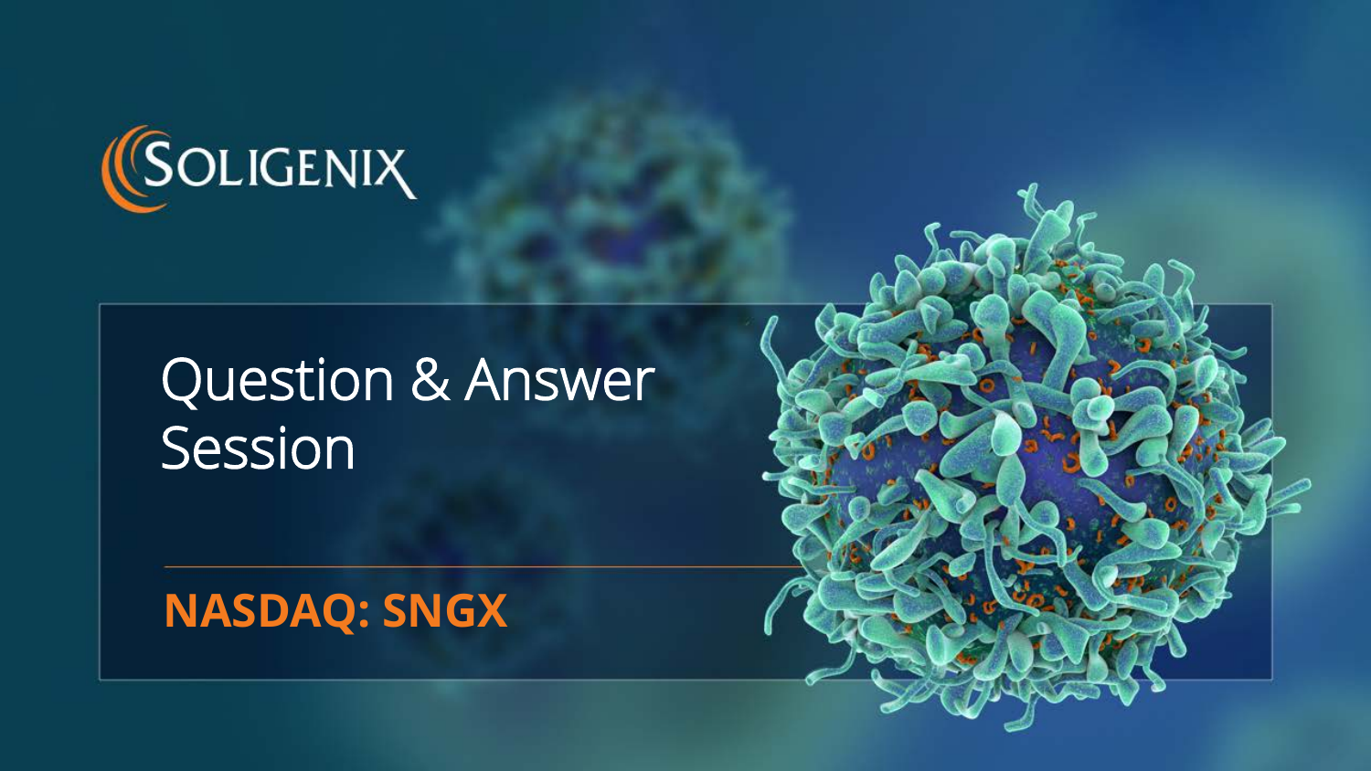SOLIGENIX

# Question & Answer Session

**NASDAQ: SNGX**